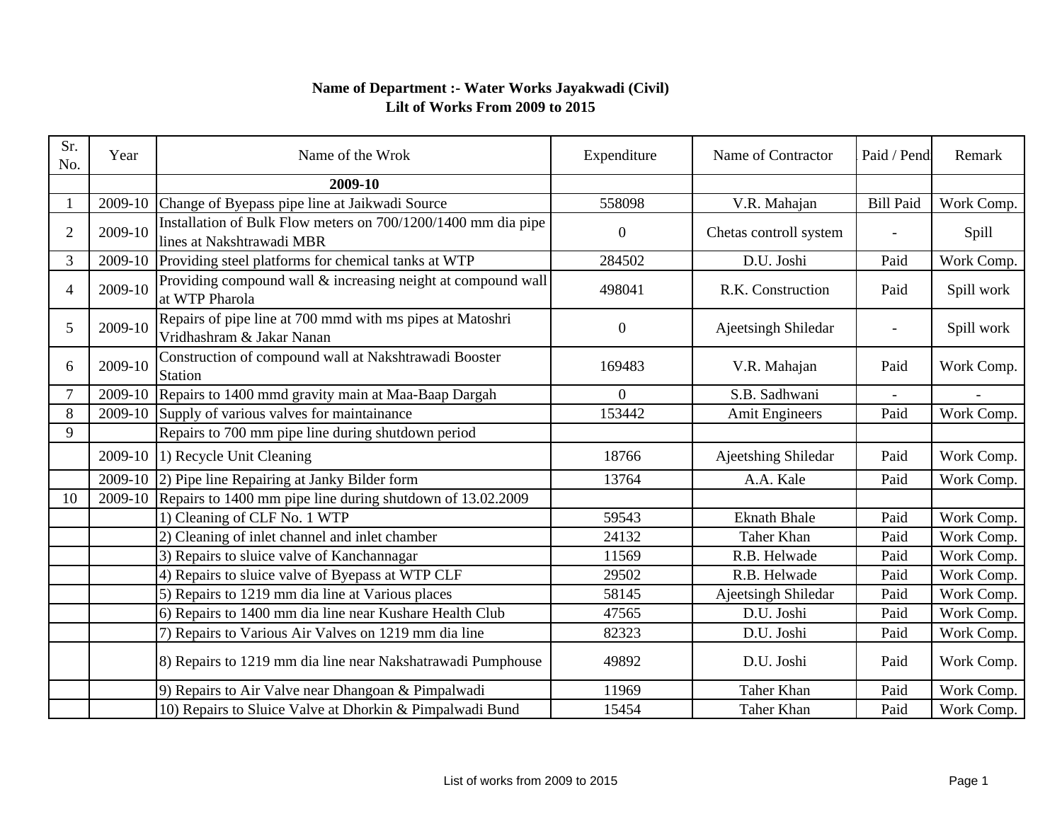**Name of Department :- Water Works Jayakwadi (Civil)**
**Lilt of Works From 2009 to 2015**

| Sr. No. | Year | Name of the Wrok | Expenditure | Name of Contractor | Paid / Pend | Remark |
|---|---|---|---|---|---|---|
| | | **2009-10** | | | | |
| 1 | 2009-10 | Change of Byepass pipe line at Jaikwadi Source | 558098 | V.R. Mahajan | Bill Paid | Work Comp. |
| 2 | 2009-10 | Installation of Bulk Flow meters on 700/1200/1400 mm dia pipe lines at Nakshtrawadi MBR | 0 | Chetas controll system | - | Spill |
| 3 | 2009-10 | Providing steel platforms for chemical tanks at WTP | 284502 | D.U. Joshi | Paid | Work Comp. |
| 4 | 2009-10 | Providing compound wall & increasing neight at compound wall at WTP Pharola | 498041 | R.K. Construction | Paid | Spill work |
| 5 | 2009-10 | Repairs of pipe line at 700 mmd with ms pipes at Matoshri Vridhashram & Jakar Nanan | 0 | Ajeetsingh Shiledar | - | Spill work |
| 6 | 2009-10 | Construction of compound wall at Nakshtrawadi Booster Station | 169483 | V.R. Mahajan | Paid | Work Comp. |
| 7 | 2009-10 | Repairs to 1400 mmd gravity main at Maa-Baap Dargah | 0 | S.B. Sadhwani | - | - |
| 8 | 2009-10 | Supply of various valves for maintainance | 153442 | Amit Engineers | Paid | Work Comp. |
| 9 | | Repairs to 700 mm pipe line during shutdown period | | | | |
| | 2009-10 | 1) Recycle Unit Cleaning | 18766 | Ajeetshing Shiledar | Paid | Work Comp. |
| | 2009-10 | 2) Pipe line Repairing at Janky Bilder form | 13764 | A.A. Kale | Paid | Work Comp. |
| 10 | 2009-10 | Repairs to 1400 mm pipe line during shutdown of 13.02.2009 | | | | |
| | | 1) Cleaning of CLF No. 1 WTP | 59543 | Eknath Bhale | Paid | Work Comp. |
| | | 2) Cleaning of inlet channel and inlet chamber | 24132 | Taher Khan | Paid | Work Comp. |
| | | 3) Repairs to sluice valve of Kanchannagar | 11569 | R.B. Helwade | Paid | Work Comp. |
| | | 4) Repairs to sluice valve of Byepass at WTP CLF | 29502 | R.B. Helwade | Paid | Work Comp. |
| | | 5) Repairs to 1219 mm dia line at Various places | 58145 | Ajeetsingh Shiledar | Paid | Work Comp. |
| | | 6) Repairs to 1400 mm dia line near Kushare Health Club | 47565 | D.U. Joshi | Paid | Work Comp. |
| | | 7) Repairs to Various Air Valves on 1219 mm dia line | 82323 | D.U. Joshi | Paid | Work Comp. |
| | | 8) Repairs to 1219 mm dia line near Nakshatrawadi Pumphouse | 49892 | D.U. Joshi | Paid | Work Comp. |
| | | 9) Repairs to Air Valve near Dhangoan & Pimpalwadi | 11969 | Taher Khan | Paid | Work Comp. |
| | | 10) Repairs to Sluice Valve at Dhorkin & Pimpalwadi Bund | 15454 | Taher Khan | Paid | Work Comp. |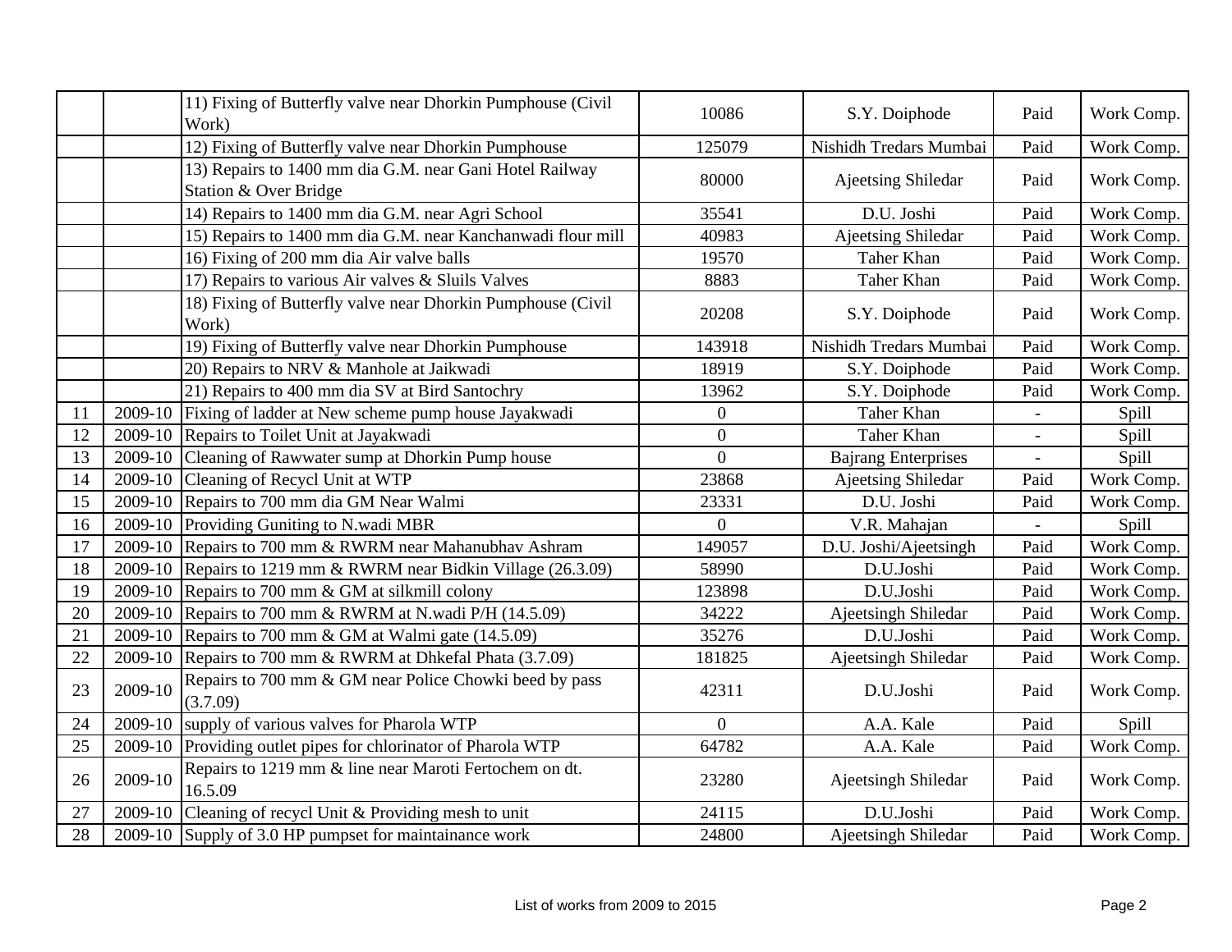| | | | | | | |
|---|---|---|---|---|---|---|
| | | 11) Fixing of Butterfly valve near Dhorkin Pumphouse (Civil Work) | 10086 | S.Y. Doiphode | Paid | Work Comp. |
| | | 12) Fixing of Butterfly valve near Dhorkin Pumphouse | 125079 | Nishidh Tredars Mumbai | Paid | Work Comp. |
| | | 13) Repairs to 1400 mm dia G.M. near Gani Hotel Railway Station & Over Bridge | 80000 | Ajeetsing Shiledar | Paid | Work Comp. |
| | | 14) Repairs to 1400 mm dia G.M. near Agri School | 35541 | D.U. Joshi | Paid | Work Comp. |
| | | 15) Repairs to 1400 mm dia G.M. near Kanchanwadi flour mill | 40983 | Ajeetsing Shiledar | Paid | Work Comp. |
| | | 16) Fixing of 200 mm dia Air valve balls | 19570 | Taher Khan | Paid | Work Comp. |
| | | 17) Repairs to various Air valves & Sluils Valves | 8883 | Taher Khan | Paid | Work Comp. |
| | | 18) Fixing of Butterfly valve near Dhorkin Pumphouse (Civil Work) | 20208 | S.Y. Doiphode | Paid | Work Comp. |
| | | 19) Fixing of Butterfly valve near Dhorkin Pumphouse | 143918 | Nishidh Tredars Mumbai | Paid | Work Comp. |
| | | 20) Repairs to NRV & Manhole at Jaikwadi | 18919 | S.Y. Doiphode | Paid | Work Comp. |
| | | 21) Repairs to 400 mm dia SV at Bird Santochry | 13962 | S.Y. Doiphode | Paid | Work Comp. |
| 11 | 2009-10 | Fixing of ladder at New scheme pump house Jayakwadi | 0 | Taher Khan | - | Spill |
| 12 | 2009-10 | Repairs to Toilet Unit at Jayakwadi | 0 | Taher Khan | - | Spill |
| 13 | 2009-10 | Cleaning of Rawwater sump at Dhorkin Pump house | 0 | Bajrang Enterprises | - | Spill |
| 14 | 2009-10 | Cleaning of Recycl Unit at WTP | 23868 | Ajeetsing Shiledar | Paid | Work Comp. |
| 15 | 2009-10 | Repairs to 700 mm dia GM Near Walmi | 23331 | D.U. Joshi | Paid | Work Comp. |
| 16 | 2009-10 | Providing Guniting to N.wadi MBR | 0 | V.R. Mahajan | - | Spill |
| 17 | 2009-10 | Repairs to 700 mm & RWRM near Mahanubhav Ashram | 149057 | D.U. Joshi/Ajeetsingh | Paid | Work Comp. |
| 18 | 2009-10 | Repairs to 1219 mm & RWRM near Bidkin Village (26.3.09) | 58990 | D.U.Joshi | Paid | Work Comp. |
| 19 | 2009-10 | Repairs to 700 mm & GM at silkmill colony | 123898 | D.U.Joshi | Paid | Work Comp. |
| 20 | 2009-10 | Repairs to 700 mm & RWRM at N.wadi P/H (14.5.09) | 34222 | Ajeetsingh Shiledar | Paid | Work Comp. |
| 21 | 2009-10 | Repairs to 700 mm & GM at Walmi gate (14.5.09) | 35276 | D.U.Joshi | Paid | Work Comp. |
| 22 | 2009-10 | Repairs to 700 mm & RWRM at Dhkefal Phata (3.7.09) | 181825 | Ajeetsingh Shiledar | Paid | Work Comp. |
| 23 | 2009-10 | Repairs to 700 mm & GM near Police Chowki beed by pass (3.7.09) | 42311 | D.U.Joshi | Paid | Work Comp. |
| 24 | 2009-10 | supply of various valves for Pharola WTP | 0 | A.A. Kale | Paid | Spill |
| 25 | 2009-10 | Providing outlet pipes for chlorinator of Pharola WTP | 64782 | A.A. Kale | Paid | Work Comp. |
| 26 | 2009-10 | Repairs to 1219 mm & line near Maroti Fertochem on dt. 16.5.09 | 23280 | Ajeetsingh Shiledar | Paid | Work Comp. |
| 27 | 2009-10 | Cleaning of recycl Unit & Providing mesh to unit | 24115 | D.U.Joshi | Paid | Work Comp. |
| 28 | 2009-10 | Supply of 3.0 HP pumpset for maintainance work | 24800 | Ajeetsingh Shiledar | Paid | Work Comp. |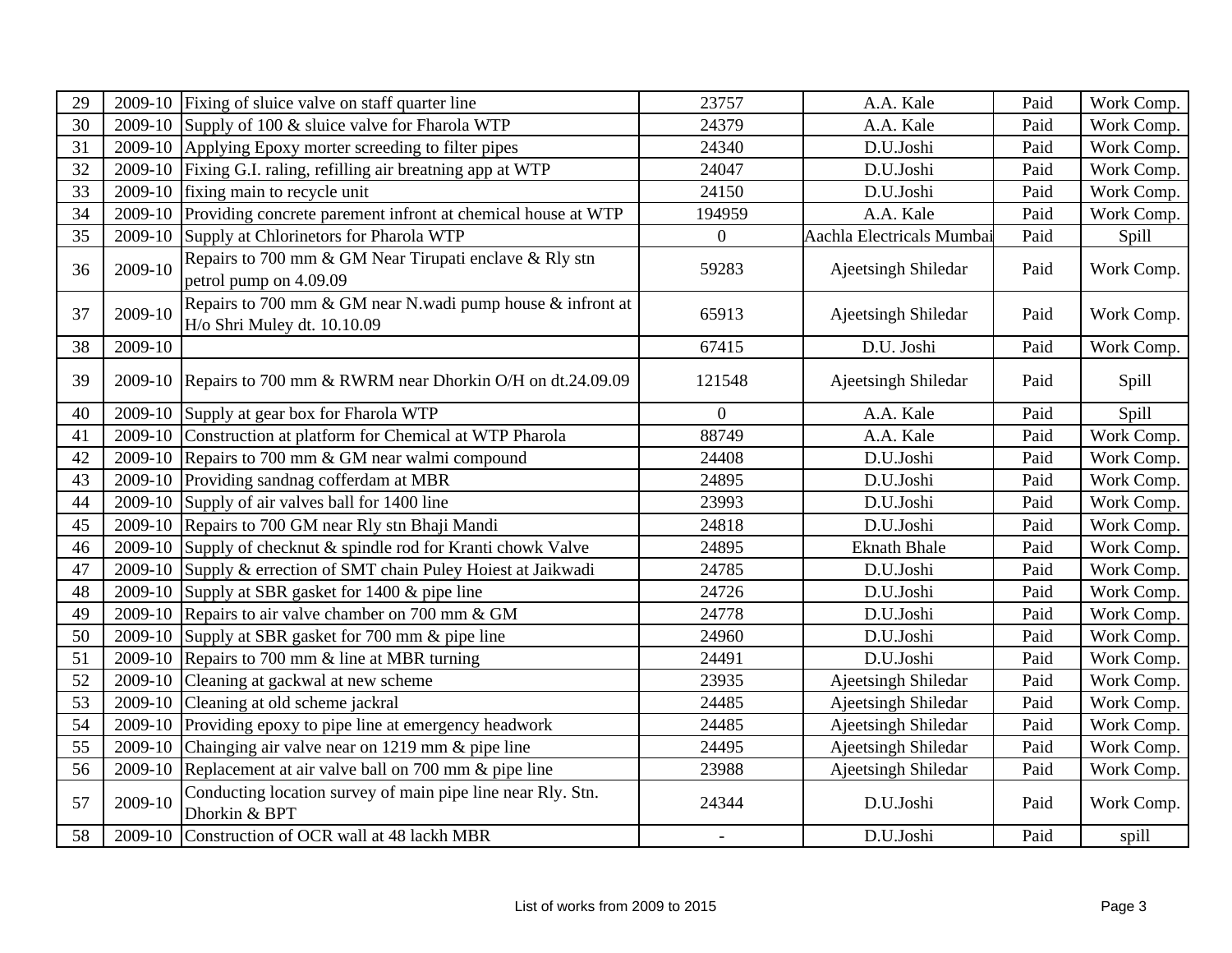| 29 | 2009-10 | Fixing of sluice valve on staff quarter line | 23757 | A.A. Kale | Paid | Work Comp. |
|---|---|---|---|---|---|---|
| 30 | 2009-10 | Supply of 100 & sluice valve for Fharola WTP | 24379 | A.A. Kale | Paid | Work Comp. |
| 31 | 2009-10 | Applying Epoxy morter screeding to filter pipes | 24340 | D.U.Joshi | Paid | Work Comp. |
| 32 | 2009-10 | Fixing G.I. raling, refilling air breatning app at WTP | 24047 | D.U.Joshi | Paid | Work Comp. |
| 33 | 2009-10 | fixing main to recycle unit | 24150 | D.U.Joshi | Paid | Work Comp. |
| 34 | 2009-10 | Providing concrete parement infront at chemical house at WTP | 194959 | A.A. Kale | Paid | Work Comp. |
| 35 | 2009-10 | Supply at Chlorinetors for Pharola WTP | 0 | Aachla Electricals Mumbai | Paid | Spill |
| 36 | 2009-10 | Repairs to 700 mm & GM Near Tirupati enclave & Rly stn petrol pump on 4.09.09 | 59283 | Ajeetsingh Shiledar | Paid | Work Comp. |
| 37 | 2009-10 | Repairs to 700 mm & GM near N.wadi pump house & infront at H/o Shri Muley dt. 10.10.09 | 65913 | Ajeetsingh Shiledar | Paid | Work Comp. |
| 38 | 2009-10 | | 67415 | D.U. Joshi | Paid | Work Comp. |
| 39 | 2009-10 | Repairs to 700 mm & RWRM near Dhorkin O/H on dt.24.09.09 | 121548 | Ajeetsingh Shiledar | Paid | Spill |
| 40 | 2009-10 | Supply at gear box for Fharola WTP | 0 | A.A. Kale | Paid | Spill |
| 41 | 2009-10 | Construction at platform for Chemical at WTP Pharola | 88749 | A.A. Kale | Paid | Work Comp. |
| 42 | 2009-10 | Repairs to 700 mm & GM near walmi compound | 24408 | D.U.Joshi | Paid | Work Comp. |
| 43 | 2009-10 | Providing sandnag cofferdam at MBR | 24895 | D.U.Joshi | Paid | Work Comp. |
| 44 | 2009-10 | Supply of air valves ball for 1400 line | 23993 | D.U.Joshi | Paid | Work Comp. |
| 45 | 2009-10 | Repairs to 700 GM near Rly stn Bhaji Mandi | 24818 | D.U.Joshi | Paid | Work Comp. |
| 46 | 2009-10 | Supply of checknut & spindle rod for Kranti chowk Valve | 24895 | Eknath Bhale | Paid | Work Comp. |
| 47 | 2009-10 | Supply & errection of SMT chain Puley Hoiest at Jaikwadi | 24785 | D.U.Joshi | Paid | Work Comp. |
| 48 | 2009-10 | Supply at SBR gasket for 1400 & pipe line | 24726 | D.U.Joshi | Paid | Work Comp. |
| 49 | 2009-10 | Repairs to air valve chamber on 700 mm & GM | 24778 | D.U.Joshi | Paid | Work Comp. |
| 50 | 2009-10 | Supply at SBR gasket for 700 mm & pipe line | 24960 | D.U.Joshi | Paid | Work Comp. |
| 51 | 2009-10 | Repairs to 700 mm & line at MBR turning | 24491 | D.U.Joshi | Paid | Work Comp. |
| 52 | 2009-10 | Cleaning at gackwal at new scheme | 23935 | Ajeetsingh Shiledar | Paid | Work Comp. |
| 53 | 2009-10 | Cleaning at old scheme jackral | 24485 | Ajeetsingh Shiledar | Paid | Work Comp. |
| 54 | 2009-10 | Providing epoxy to pipe line at emergency headwork | 24485 | Ajeetsingh Shiledar | Paid | Work Comp. |
| 55 | 2009-10 | Chainging air valve near on 1219 mm & pipe line | 24495 | Ajeetsingh Shiledar | Paid | Work Comp. |
| 56 | 2009-10 | Replacement at air valve ball on 700 mm & pipe line | 23988 | Ajeetsingh Shiledar | Paid | Work Comp. |
| 57 | 2009-10 | Conducting location survey of main pipe line near Rly. Stn. Dhorkin & BPT | 24344 | D.U.Joshi | Paid | Work Comp. |
| 58 | 2009-10 | Construction of OCR wall at 48 lackh MBR | - | D.U.Joshi | Paid | spill |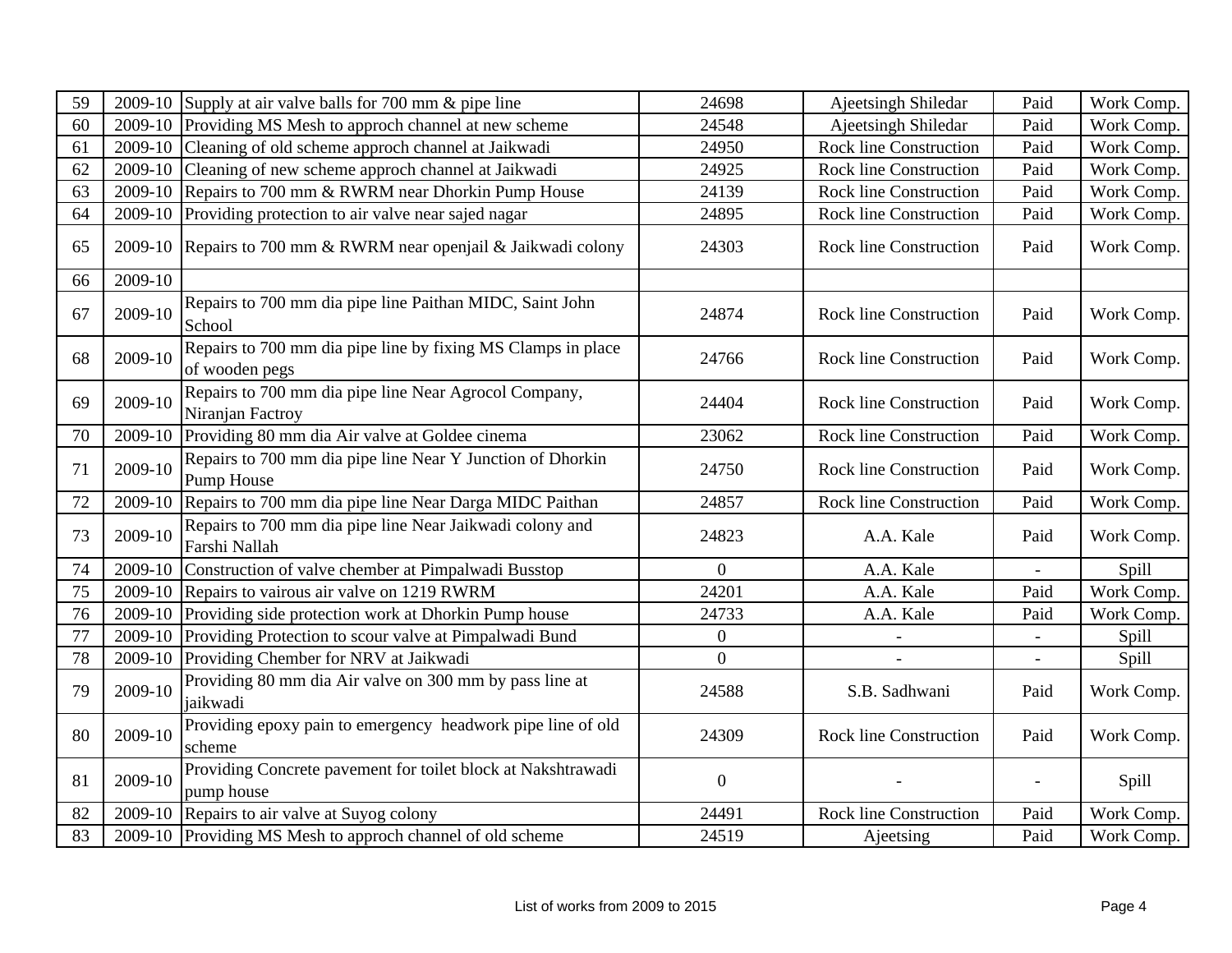| 59 | 2009-10 | Supply at air valve balls for 700 mm & pipe line | 24698 | Ajeetsingh Shiledar | Paid | Work Comp. |
|---|---|---|---|---|---|---|
| 60 | 2009-10 | Providing MS Mesh to approch channel at new scheme | 24548 | Ajeetsingh Shiledar | Paid | Work Comp. |
| 61 | 2009-10 | Cleaning of old scheme approch channel at Jaikwadi | 24950 | Rock line Construction | Paid | Work Comp. |
| 62 | 2009-10 | Cleaning of new scheme approch channel at Jaikwadi | 24925 | Rock line Construction | Paid | Work Comp. |
| 63 | 2009-10 | Repairs to 700 mm & RWRM near Dhorkin Pump House | 24139 | Rock line Construction | Paid | Work Comp. |
| 64 | 2009-10 | Providing protection to air valve near sajed nagar | 24895 | Rock line Construction | Paid | Work Comp. |
| 65 | 2009-10 | Repairs to 700 mm & RWRM near openjail & Jaikwadi colony | 24303 | Rock line Construction | Paid | Work Comp. |
| 66 | 2009-10 | | | | | |
| 67 | 2009-10 | Repairs to 700 mm dia pipe line Paithan MIDC, Saint John School | 24874 | Rock line Construction | Paid | Work Comp. |
| 68 | 2009-10 | Repairs to 700 mm dia pipe line by fixing MS Clamps in place of wooden pegs | 24766 | Rock line Construction | Paid | Work Comp. |
| 69 | 2009-10 | Repairs to 700 mm dia pipe line Near Agrocol Company, Niranjan Factroy | 24404 | Rock line Construction | Paid | Work Comp. |
| 70 | 2009-10 | Providing 80 mm dia Air valve at Goldee cinema | 23062 | Rock line Construction | Paid | Work Comp. |
| 71 | 2009-10 | Repairs to 700 mm dia pipe line Near Y Junction of Dhorkin Pump House | 24750 | Rock line Construction | Paid | Work Comp. |
| 72 | 2009-10 | Repairs to 700 mm dia pipe line Near Darga MIDC Paithan | 24857 | Rock line Construction | Paid | Work Comp. |
| 73 | 2009-10 | Repairs to 700 mm dia pipe line Near Jaikwadi colony and Farshi Nallah | 24823 | A.A. Kale | Paid | Work Comp. |
| 74 | 2009-10 | Construction of valve chember at Pimpalwadi Busstop | 0 | A.A. Kale | - | Spill |
| 75 | 2009-10 | Repairs to vairous air valve on 1219 RWRM | 24201 | A.A. Kale | Paid | Work Comp. |
| 76 | 2009-10 | Providing side protection work at Dhorkin Pump house | 24733 | A.A. Kale | Paid | Work Comp. |
| 77 | 2009-10 | Providing Protection to scour valve at Pimpalwadi Bund | 0 | - | - | Spill |
| 78 | 2009-10 | Providing Chember for NRV at Jaikwadi | 0 | - | - | Spill |
| 79 | 2009-10 | Providing 80 mm dia Air valve on 300 mm by pass line at jaikwadi | 24588 | S.B. Sadhwani | Paid | Work Comp. |
| 80 | 2009-10 | Providing epoxy pain to emergency headwork pipe line of old scheme | 24309 | Rock line Construction | Paid | Work Comp. |
| 81 | 2009-10 | Providing Concrete pavement for toilet block at Nakshtrawadi pump house | 0 | - | - | Spill |
| 82 | 2009-10 | Repairs to air valve at Suyog colony | 24491 | Rock line Construction | Paid | Work Comp. |
| 83 | 2009-10 | Providing MS Mesh to approch channel of old scheme | 24519 | Ajeetsing | Paid | Work Comp. |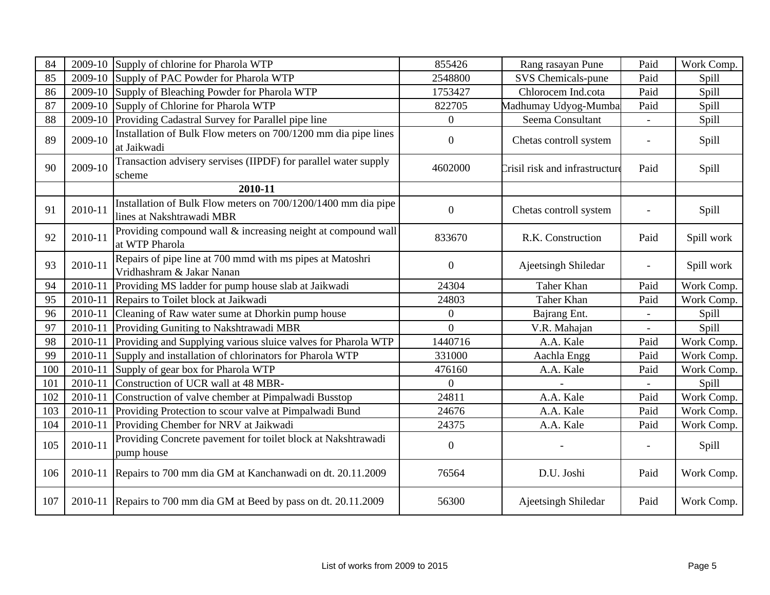| 84 | 2009-10 | Supply of chlorine for Pharola WTP | 855426 | Rang rasayan Pune | Paid | Work Comp. |
|---|---|---|---|---|---|---|
| 85 | 2009-10 | Supply of PAC Powder for Pharola WTP | 2548800 | SVS Chemicals-pune | Paid | Spill |
| 86 | 2009-10 | Supply of Bleaching Powder for Pharola WTP | 1753427 | Chlorocem Ind.cota | Paid | Spill |
| 87 | 2009-10 | Supply of Chlorine for Pharola WTP | 822705 | Madhumay Udyog-Mumba | Paid | Spill |
| 88 | 2009-10 | Providing Cadastral Survey for Parallel pipe line | 0 | Seema Consultant | - | Spill |
| 89 | 2009-10 | Installation of Bulk Flow meters on 700/1200 mm dia pipe lines at Jaikwadi | 0 | Chetas controll system | - | Spill |
| 90 | 2009-10 | Transaction advisery servises (IIPDF) for parallel water supply scheme | 4602000 | Crisil risk and infrastructure | Paid | Spill |
| | | **2010-11** | | | | |
| 91 | 2010-11 | Installation of Bulk Flow meters on 700/1200/1400 mm dia pipe lines at Nakshtrawadi MBR | 0 | Chetas controll system | - | Spill |
| 92 | 2010-11 | Providing compound wall & increasing neight at compound wall at WTP Pharola | 833670 | R.K. Construction | Paid | Spill work |
| 93 | 2010-11 | Repairs of pipe line at 700 mmd with ms pipes at Matoshri Vridhashram & Jakar Nanan | 0 | Ajeetsingh Shiledar | - | Spill work |
| 94 | 2010-11 | Providing MS ladder for pump house slab at Jaikwadi | 24304 | Taher Khan | Paid | Work Comp. |
| 95 | 2010-11 | Repairs to Toilet block at Jaikwadi | 24803 | Taher Khan | Paid | Work Comp. |
| 96 | 2010-11 | Cleaning of Raw water sume at Dhorkin pump house | 0 | Bajrang Ent. | - | Spill |
| 97 | 2010-11 | Providing Guniting to Nakshtrawadi MBR | 0 | V.R. Mahajan | - | Spill |
| 98 | 2010-11 | Providing and Supplying various sluice valves for Pharola WTP | 1440716 | A.A. Kale | Paid | Work Comp. |
| 99 | 2010-11 | Supply and installation of chlorinators for Pharola WTP | 331000 | Aachla Engg | Paid | Work Comp. |
| 100 | 2010-11 | Supply of gear box for Pharola WTP | 476160 | A.A. Kale | Paid | Work Comp. |
| 101 | 2010-11 | Construction of UCR wall at 48 MBR- | 0 | - | - | Spill |
| 102 | 2010-11 | Construction of valve chember at Pimpalwadi Busstop | 24811 | A.A. Kale | Paid | Work Comp. |
| 103 | 2010-11 | Providing Protection to scour valve at Pimpalwadi Bund | 24676 | A.A. Kale | Paid | Work Comp. |
| 104 | 2010-11 | Providing Chember for NRV at Jaikwadi | 24375 | A.A. Kale | Paid | Work Comp. |
| 105 | 2010-11 | Providing Concrete pavement for toilet block at Nakshtrawadi pump house | 0 | - | - | Spill |
| 106 | 2010-11 | Repairs to 700 mm dia GM at Kanchanwadi on dt. 20.11.2009 | 76564 | D.U. Joshi | Paid | Work Comp. |
| 107 | 2010-11 | Repairs to 700 mm dia GM at Beed by pass on dt. 20.11.2009 | 56300 | Ajeetsingh Shiledar | Paid | Work Comp. |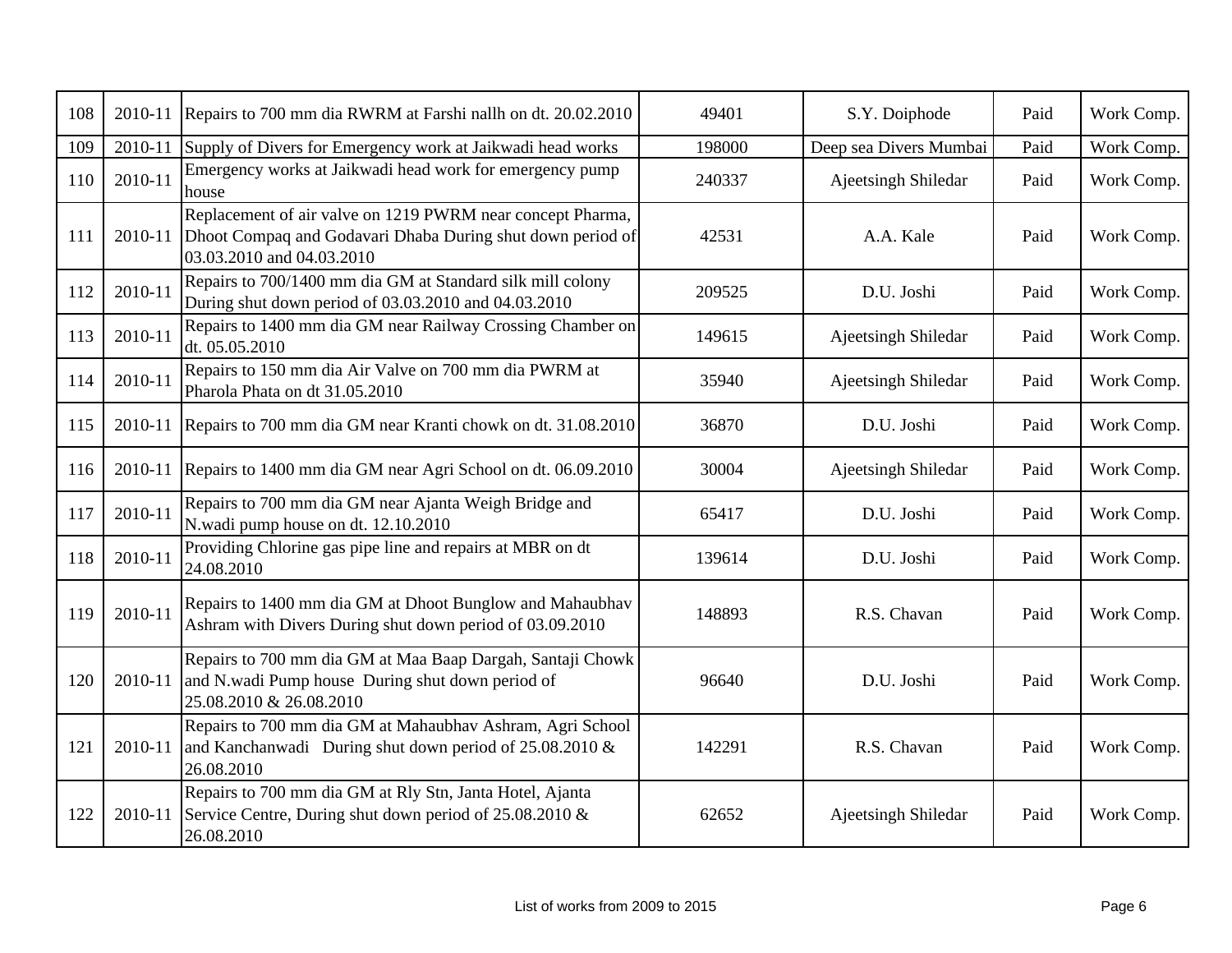| 108 | 2010-11 | Repairs to 700 mm dia RWRM at Farshi nallh on dt. 20.02.2010 | 49401 | S.Y. Doiphode | Paid | Work Comp. |
|---|---|---|---|---|---|---|
| 109 | 2010-11 | Supply of Divers for Emergency work at Jaikwadi head works | 198000 | Deep sea Divers Mumbai | Paid | Work Comp. |
| 110 | 2010-11 | Emergency works at Jaikwadi head work for emergency pump house | 240337 | Ajeetsingh Shiledar | Paid | Work Comp. |
| 111 | 2010-11 | Replacement of air valve on 1219 PWRM near concept Pharma, Dhoot Compaq and Godavari Dhaba During shut down period of 03.03.2010 and 04.03.2010 | 42531 | A.A. Kale | Paid | Work Comp. |
| 112 | 2010-11 | Repairs to 700/1400 mm dia GM at Standard silk mill colony During shut down period of 03.03.2010 and 04.03.2010 | 209525 | D.U. Joshi | Paid | Work Comp. |
| 113 | 2010-11 | Repairs to 1400 mm dia GM near Railway Crossing Chamber on dt. 05.05.2010 | 149615 | Ajeetsingh Shiledar | Paid | Work Comp. |
| 114 | 2010-11 | Repairs to 150 mm dia Air Valve on 700 mm dia PWRM at Pharola Phata on dt 31.05.2010 | 35940 | Ajeetsingh Shiledar | Paid | Work Comp. |
| 115 | 2010-11 | Repairs to 700 mm dia GM near Kranti chowk on dt. 31.08.2010 | 36870 | D.U. Joshi | Paid | Work Comp. |
| 116 | 2010-11 | Repairs to 1400 mm dia GM near Agri School on dt. 06.09.2010 | 30004 | Ajeetsingh Shiledar | Paid | Work Comp. |
| 117 | 2010-11 | Repairs to 700 mm dia GM near Ajanta Weigh Bridge and N.wadi pump house on dt. 12.10.2010 | 65417 | D.U. Joshi | Paid | Work Comp. |
| 118 | 2010-11 | Providing Chlorine gas pipe line and repairs at MBR on dt 24.08.2010 | 139614 | D.U. Joshi | Paid | Work Comp. |
| 119 | 2010-11 | Repairs to 1400 mm dia GM at Dhoot Bunglow and Mahaubhav Ashram with Divers During shut down period of 03.09.2010 | 148893 | R.S. Chavan | Paid | Work Comp. |
| 120 | 2010-11 | Repairs to 700 mm dia GM at Maa Baap Dargah, Santaji Chowk and N.wadi Pump house During shut down period of 25.08.2010 & 26.08.2010 | 96640 | D.U. Joshi | Paid | Work Comp. |
| 121 | 2010-11 | Repairs to 700 mm dia GM at Mahaubhav Ashram, Agri School and Kanchanwadi During shut down period of 25.08.2010 & 26.08.2010 | 142291 | R.S. Chavan | Paid | Work Comp. |
| 122 | 2010-11 | Repairs to 700 mm dia GM at Rly Stn, Janta Hotel, Ajanta Service Centre, During shut down period of 25.08.2010 & 26.08.2010 | 62652 | Ajeetsingh Shiledar | Paid | Work Comp. |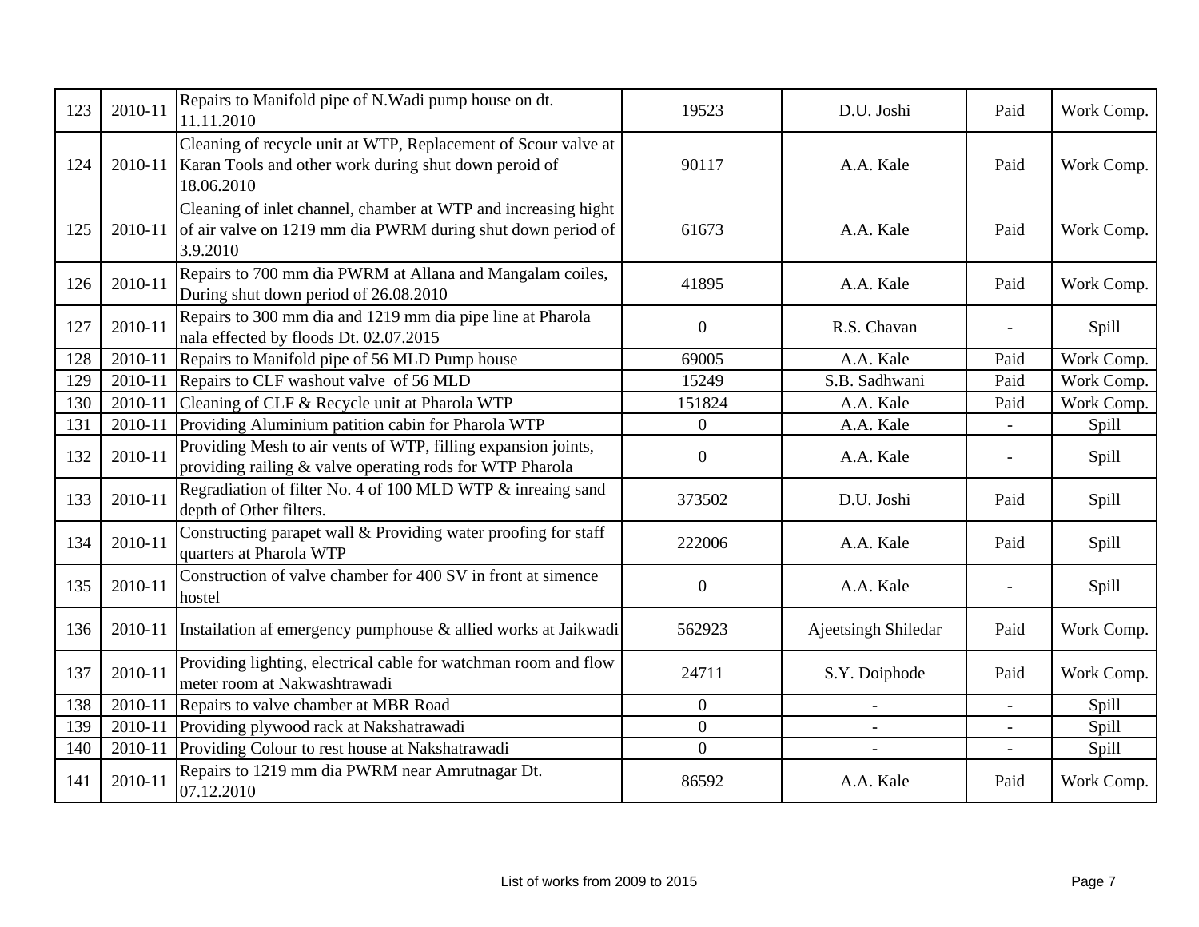| 123 | 2010-11 | Repairs to Manifold pipe of N.Wadi pump house on dt. 11.11.2010 | 19523 | D.U. Joshi | Paid | Work Comp. |
|---|---|---|---|---|---|---|
| 124 | 2010-11 | Cleaning of recycle unit at WTP, Replacement of Scour valve at Karan Tools and other work during shut down peroid of 18.06.2010 | 90117 | A.A. Kale | Paid | Work Comp. |
| 125 | 2010-11 | Cleaning of inlet channel, chamber at WTP and increasing hight of air valve on 1219 mm dia PWRM during shut down period of 3.9.2010 | 61673 | A.A. Kale | Paid | Work Comp. |
| 126 | 2010-11 | Repairs to 700 mm dia PWRM at Allana and Mangalam coiles, During shut down period of 26.08.2010 | 41895 | A.A. Kale | Paid | Work Comp. |
| 127 | 2010-11 | Repairs to 300 mm dia and 1219 mm dia pipe line at Pharola nala effected by floods Dt. 02.07.2015 | 0 | R.S. Chavan | - | Spill |
| 128 | 2010-11 | Repairs to Manifold pipe of 56 MLD Pump house | 69005 | A.A. Kale | Paid | Work Comp. |
| 129 | 2010-11 | Repairs to CLF washout valve of 56 MLD | 15249 | S.B. Sadhwani | Paid | Work Comp. |
| 130 | 2010-11 | Cleaning of CLF & Recycle unit at Pharola WTP | 151824 | A.A. Kale | Paid | Work Comp. |
| 131 | 2010-11 | Providing Aluminium patition cabin for Pharola WTP | 0 | A.A. Kale | - | Spill |
| 132 | 2010-11 | Providing Mesh to air vents of WTP, filling expansion joints, providing railing & valve operating rods for WTP Pharola | 0 | A.A. Kale | - | Spill |
| 133 | 2010-11 | Regradiation of filter No. 4 of 100 MLD WTP & inreaing sand depth of Other filters. | 373502 | D.U. Joshi | Paid | Spill |
| 134 | 2010-11 | Constructing parapet wall & Providing water proofing for staff quarters at Pharola WTP | 222006 | A.A. Kale | Paid | Spill |
| 135 | 2010-11 | Construction of valve chamber for 400 SV in front at simence hostel | 0 | A.A. Kale | - | Spill |
| 136 | 2010-11 | Instailation af emergency pumphouse & allied works at Jaikwadi | 562923 | Ajeetsingh Shiledar | Paid | Work Comp. |
| 137 | 2010-11 | Providing lighting, electrical cable for watchman room and flow meter room at Nakwashtrawadi | 24711 | S.Y. Doiphode | Paid | Work Comp. |
| 138 | 2010-11 | Repairs to valve chamber at MBR Road | 0 | - | - | Spill |
| 139 | 2010-11 | Providing plywood rack at Nakshatrawadi | 0 | - | - | Spill |
| 140 | 2010-11 | Providing Colour to rest house at Nakshatrawadi | 0 | - | - | Spill |
| 141 | 2010-11 | Repairs to 1219 mm dia PWRM near Amrutnagar Dt. 07.12.2010 | 86592 | A.A. Kale | Paid | Work Comp. |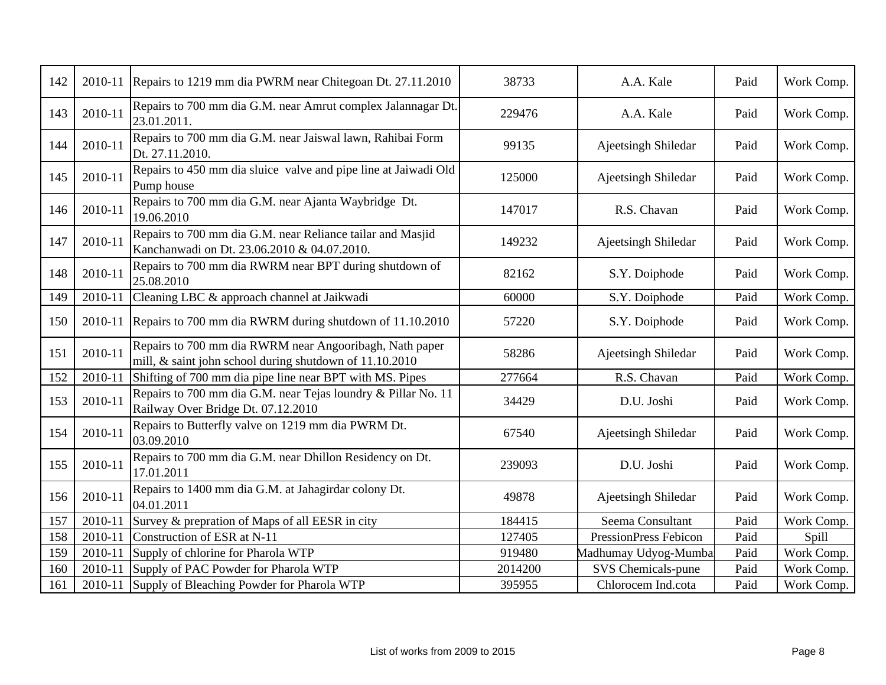| 142 | 2010-11 | Repairs to 1219 mm dia PWRM near Chitegoan Dt. 27.11.2010 | 38733 | A.A. Kale | Paid | Work Comp. |
|---|---|---|---|---|---|---|
| 143 | 2010-11 | Repairs to 700 mm dia G.M. near Amrut complex Jalannagar Dt. 23.01.2011. | 229476 | A.A. Kale | Paid | Work Comp. |
| 144 | 2010-11 | Repairs to 700 mm dia G.M. near Jaiswal lawn, Rahibai Form Dt. 27.11.2010. | 99135 | Ajeetsingh Shiledar | Paid | Work Comp. |
| 145 | 2010-11 | Repairs to 450 mm dia sluice valve and pipe line at Jaiwadi Old Pump house | 125000 | Ajeetsingh Shiledar | Paid | Work Comp. |
| 146 | 2010-11 | Repairs to 700 mm dia G.M. near Ajanta Waybridge Dt. 19.06.2010 | 147017 | R.S. Chavan | Paid | Work Comp. |
| 147 | 2010-11 | Repairs to 700 mm dia G.M. near Reliance tailar and Masjid Kanchanwadi on Dt. 23.06.2010 & 04.07.2010. | 149232 | Ajeetsingh Shiledar | Paid | Work Comp. |
| 148 | 2010-11 | Repairs to 700 mm dia RWRM near BPT during shutdown of 25.08.2010 | 82162 | S.Y. Doiphode | Paid | Work Comp. |
| 149 | 2010-11 | Cleaning LBC & approach channel at Jaikwadi | 60000 | S.Y. Doiphode | Paid | Work Comp. |
| 150 | 2010-11 | Repairs to 700 mm dia RWRM during shutdown of 11.10.2010 | 57220 | S.Y. Doiphode | Paid | Work Comp. |
| 151 | 2010-11 | Repairs to 700 mm dia RWRM near Angooribagh, Nath paper mill, & saint john school during shutdown of 11.10.2010 | 58286 | Ajeetsingh Shiledar | Paid | Work Comp. |
| 152 | 2010-11 | Shifting of 700 mm dia pipe line near BPT with MS. Pipes | 277664 | R.S. Chavan | Paid | Work Comp. |
| 153 | 2010-11 | Repairs to 700 mm dia G.M. near Tejas loundry & Pillar No. 11 Railway Over Bridge Dt. 07.12.2010 | 34429 | D.U. Joshi | Paid | Work Comp. |
| 154 | 2010-11 | Repairs to Butterfly valve on 1219 mm dia PWRM Dt. 03.09.2010 | 67540 | Ajeetsingh Shiledar | Paid | Work Comp. |
| 155 | 2010-11 | Repairs to 700 mm dia G.M. near Dhillon Residency on Dt. 17.01.2011 | 239093 | D.U. Joshi | Paid | Work Comp. |
| 156 | 2010-11 | Repairs to 1400 mm dia G.M. at Jahagirdar colony Dt. 04.01.2011 | 49878 | Ajeetsingh Shiledar | Paid | Work Comp. |
| 157 | 2010-11 | Survey & prepration of Maps of all EESR in city | 184415 | Seema Consultant | Paid | Work Comp. |
| 158 | 2010-11 | Construction of ESR at N-11 | 127405 | PressionPress Febicon | Paid | Spill |
| 159 | 2010-11 | Supply of chlorine for Pharola WTP | 919480 | Madhumay Udyog-Mumba | Paid | Work Comp. |
| 160 | 2010-11 | Supply of PAC Powder for Pharola WTP | 2014200 | SVS Chemicals-pune | Paid | Work Comp. |
| 161 | 2010-11 | Supply of Bleaching Powder for Pharola WTP | 395955 | Chlorocem Ind.cota | Paid | Work Comp. |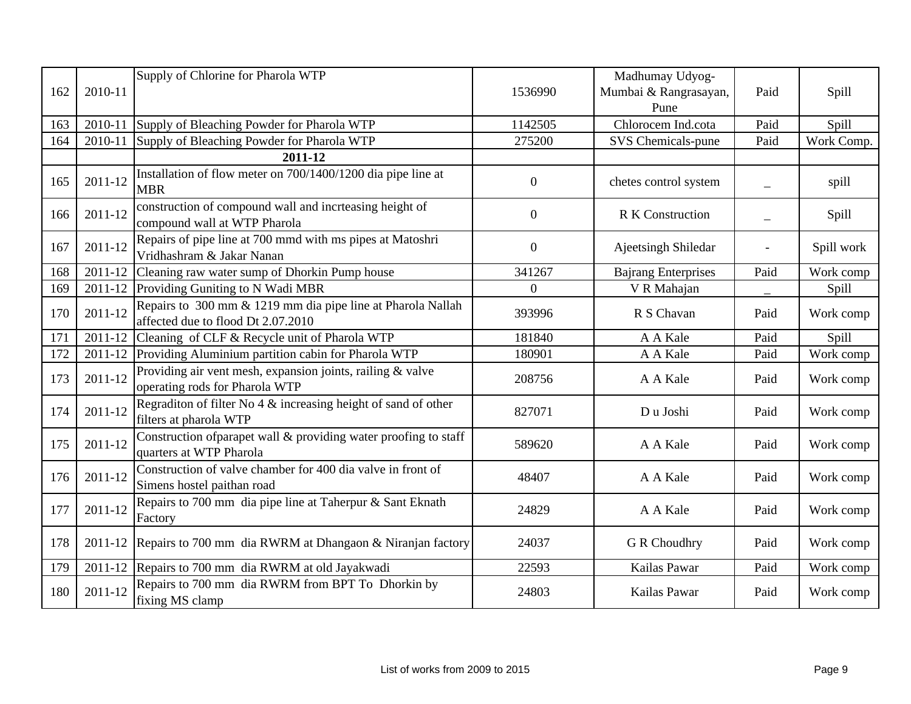| 162 | 2010-11 | Supply of Chlorine for Pharola WTP | 1536990 | Madhumay Udyog-Mumbai & Rangrasayan, Pune | Paid | Spill |
|---|---|---|---|---|---|---|
| 163 | 2010-11 | Supply of Bleaching Powder for Pharola WTP | 1142505 | Chlorocem Ind.cota | Paid | Spill |
| 164 | 2010-11 | Supply of Bleaching Powder for Pharola WTP | 275200 | SVS Chemicals-pune | Paid | Work Comp. |
| | | **2011-12** | | | | |
| 165 | 2011-12 | Installation of flow meter on 700/1400/1200 dia pipe line at MBR | 0 | chetes control system | _ | spill |
| 166 | 2011-12 | construction of compound wall and incrteasing height of compound wall at WTP Pharola | 0 | R K Construction | _ | Spill |
| 167 | 2011-12 | Repairs of pipe line at 700 mmd with ms pipes at Matoshri Vridhashram & Jakar Nanan | 0 | Ajeetsingh Shiledar | - | Spill work |
| 168 | 2011-12 | Cleaning raw water sump of Dhorkin Pump house | 341267 | Bajrang Enterprises | Paid | Work comp |
| 169 | 2011-12 | Providing Guniting to N Wadi MBR | 0 | V R Mahajan | _ | Spill |
| 170 | 2011-12 | Repairs to 300 mm & 1219 mm dia pipe line at Pharola Nallah affected due to flood Dt 2.07.2010 | 393996 | R S Chavan | Paid | Work comp |
| 171 | 2011-12 | Cleaning of CLF & Recycle unit of Pharola WTP | 181840 | A A Kale | Paid | Spill |
| 172 | 2011-12 | Providing Aluminium partition cabin for Pharola WTP | 180901 | A A Kale | Paid | Work comp |
| 173 | 2011-12 | Providing air vent mesh, expansion joints, railing & valve operating rods for Pharola WTP | 208756 | A A Kale | Paid | Work comp |
| 174 | 2011-12 | Regraditon of filter No 4 & increasing height of sand of other filters at pharola WTP | 827071 | D u Joshi | Paid | Work comp |
| 175 | 2011-12 | Construction ofparapet wall & providing water proofing to staff quarters at WTP Pharola | 589620 | A A Kale | Paid | Work comp |
| 176 | 2011-12 | Construction of valve chamber for 400 dia valve in front of Simens hostel paithan road | 48407 | A A Kale | Paid | Work comp |
| 177 | 2011-12 | Repairs to 700 mm dia pipe line at Taherpur & Sant Eknath Factory | 24829 | A A Kale | Paid | Work comp |
| 178 | 2011-12 | Repairs to 700 mm dia RWRM at Dhangaon & Niranjan factory | 24037 | G R Choudhry | Paid | Work comp |
| 179 | 2011-12 | Repairs to 700 mm dia RWRM at old Jayakwadi | 22593 | Kailas Pawar | Paid | Work comp |
| 180 | 2011-12 | Repairs to 700 mm dia RWRM from BPT To Dhorkin by fixing MS clamp | 24803 | Kailas Pawar | Paid | Work comp |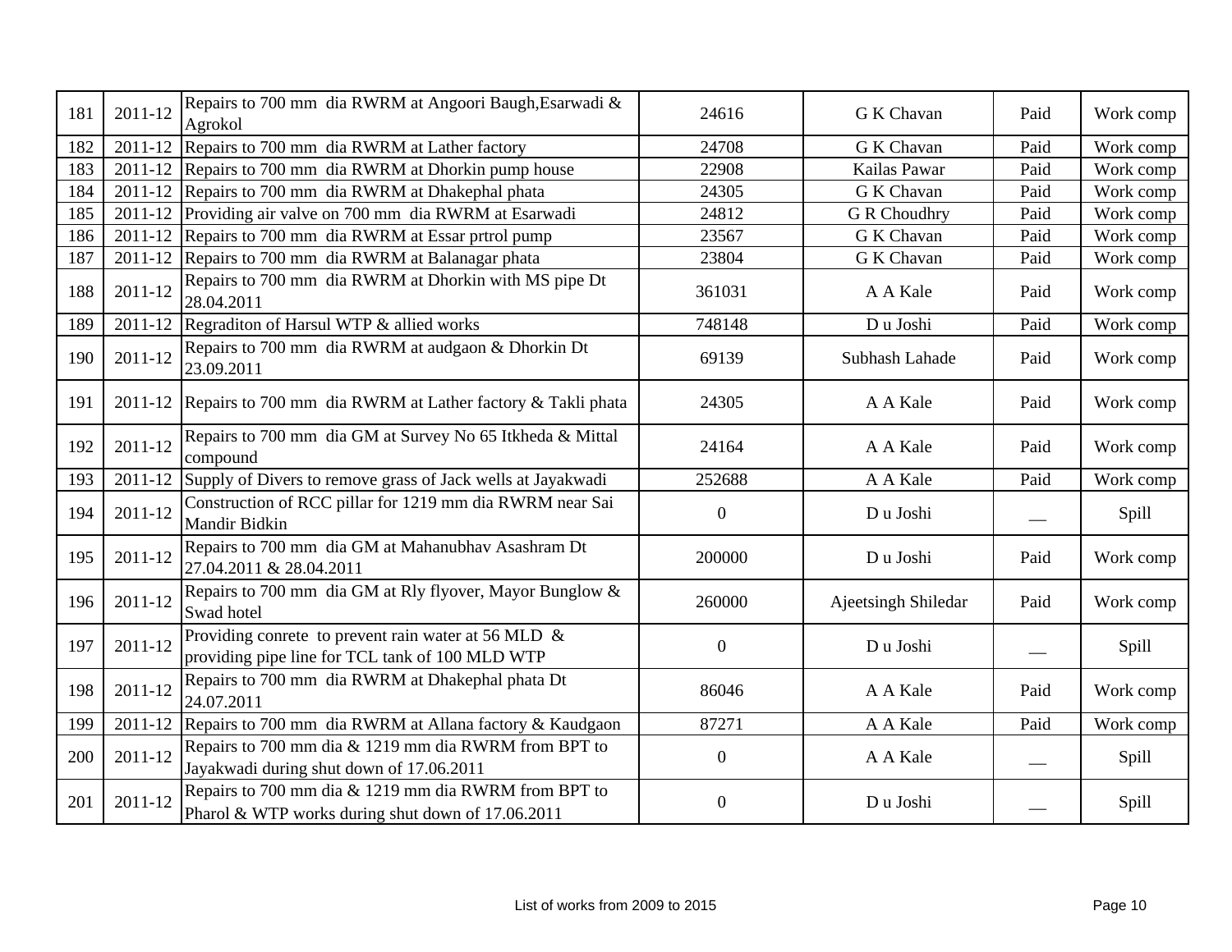| 181 | 2011-12 | Repairs to 700 mm dia RWRM at Angoori Baugh,Esarwadi & Agrokol | 24616 | G K Chavan | Paid | Work comp |
|---|---|---|---|---|---|---|
| 182 | 2011-12 | Repairs to 700 mm dia RWRM at Lather factory | 24708 | G K Chavan | Paid | Work comp |
| 183 | 2011-12 | Repairs to 700 mm dia RWRM at Dhorkin pump house | 22908 | Kailas Pawar | Paid | Work comp |
| 184 | 2011-12 | Repairs to 700 mm dia RWRM at Dhakephal phata | 24305 | G K Chavan | Paid | Work comp |
| 185 | 2011-12 | Providing air valve on 700 mm dia RWRM at Esarwadi | 24812 | G R Choudhry | Paid | Work comp |
| 186 | 2011-12 | Repairs to 700 mm dia RWRM at Essar prtrol pump | 23567 | G K Chavan | Paid | Work comp |
| 187 | 2011-12 | Repairs to 700 mm dia RWRM at Balanagar phata | 23804 | G K Chavan | Paid | Work comp |
| 188 | 2011-12 | Repairs to 700 mm dia RWRM at Dhorkin with MS pipe Dt 28.04.2011 | 361031 | A A Kale | Paid | Work comp |
| 189 | 2011-12 | Regraditon of Harsul WTP & allied works | 748148 | D u Joshi | Paid | Work comp |
| 190 | 2011-12 | Repairs to 700 mm dia RWRM at audgaon & Dhorkin Dt 23.09.2011 | 69139 | Subhash Lahade | Paid | Work comp |
| 191 | 2011-12 | Repairs to 700 mm dia RWRM at Lather factory & Takli phata | 24305 | A A Kale | Paid | Work comp |
| 192 | 2011-12 | Repairs to 700 mm dia GM at Survey No 65 Itkheda & Mittal compound | 24164 | A A Kale | Paid | Work comp |
| 193 | 2011-12 | Supply of Divers to remove grass of Jack wells at Jayakwadi | 252688 | A A Kale | Paid | Work comp |
| 194 | 2011-12 | Construction of RCC pillar for 1219 mm dia RWRM near Sai Mandir Bidkin | 0 | D u Joshi | __ | Spill |
| 195 | 2011-12 | Repairs to 700 mm dia GM at Mahanubhav Asashram Dt 27.04.2011 & 28.04.2011 | 200000 | D u Joshi | Paid | Work comp |
| 196 | 2011-12 | Repairs to 700 mm dia GM at Rly flyover, Mayor Bunglow & Swad hotel | 260000 | Ajeetsingh Shiledar | Paid | Work comp |
| 197 | 2011-12 | Providing conrete to prevent rain water at 56 MLD & providing pipe line for TCL tank of 100 MLD WTP | 0 | D u Joshi | __ | Spill |
| 198 | 2011-12 | Repairs to 700 mm dia RWRM at Dhakephal phata Dt 24.07.2011 | 86046 | A A Kale | Paid | Work comp |
| 199 | 2011-12 | Repairs to 700 mm dia RWRM at Allana factory & Kaudgaon | 87271 | A A Kale | Paid | Work comp |
| 200 | 2011-12 | Repairs to 700 mm dia & 1219 mm dia RWRM from BPT to Jayakwadi during shut down of 17.06.2011 | 0 | A A Kale | __ | Spill |
| 201 | 2011-12 | Repairs to 700 mm dia & 1219 mm dia RWRM from BPT to Pharol & WTP works during shut down of 17.06.2011 | 0 | D u Joshi | __ | Spill |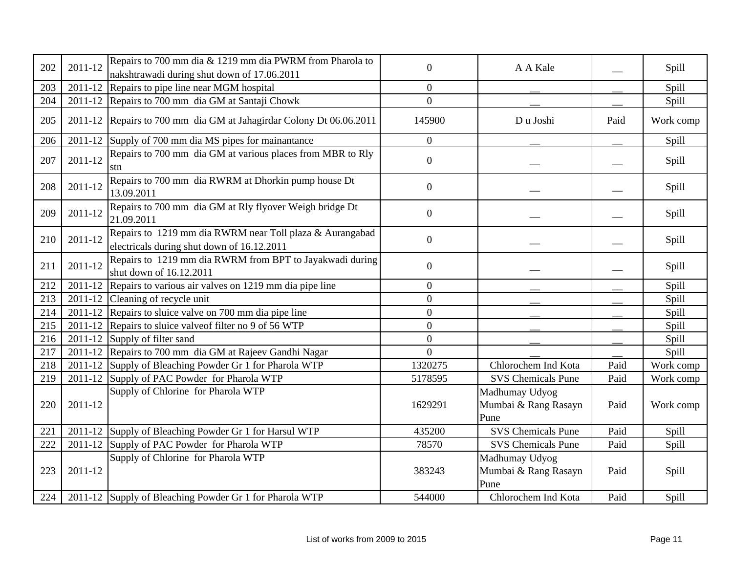| | | | | | | |
|---|---|---|---|---|---|---|
| 202 | 2011-12 | Repairs to 700 mm dia & 1219 mm dia PWRM from Pharola to nakshtrawadi during shut down of 17.06.2011 | 0 | A A Kale | __ | Spill |
| 203 | 2011-12 | Repairs to pipe line near MGM hospital | 0 | __ | __ | Spill |
| 204 | 2011-12 | Repairs to 700 mm dia GM at Santaji Chowk | 0 | __ | __ | Spill |
| 205 | 2011-12 | Repairs to 700 mm dia GM at Jahagirdar Colony Dt 06.06.2011 | 145900 | D u Joshi | Paid | Work comp |
| 206 | 2011-12 | Supply of 700 mm dia MS pipes for mainantance | 0 | __ | __ | Spill |
| 207 | 2011-12 | Repairs to 700 mm dia GM at various places from MBR to Rly stn | 0 | __ | __ | Spill |
| 208 | 2011-12 | Repairs to 700 mm dia RWRM at Dhorkin pump house Dt 13.09.2011 | 0 | __ | __ | Spill |
| 209 | 2011-12 | Repairs to 700 mm dia GM at Rly flyover Weigh bridge Dt 21.09.2011 | 0 | __ | __ | Spill |
| 210 | 2011-12 | Repairs to 1219 mm dia RWRM near Toll plaza & Aurangabad electricals during shut down of 16.12.2011 | 0 | __ | __ | Spill |
| 211 | 2011-12 | Repairs to 1219 mm dia RWRM from BPT to Jayakwadi during shut down of 16.12.2011 | 0 | __ | __ | Spill |
| 212 | 2011-12 | Repairs to various air valves on 1219 mm dia pipe line | 0 | __ | __ | Spill |
| 213 | 2011-12 | Cleaning of recycle unit | 0 | __ | __ | Spill |
| 214 | 2011-12 | Repairs to sluice valve on 700 mm dia pipe line | 0 | __ | __ | Spill |
| 215 | 2011-12 | Repairs to sluice valveof filter no 9 of 56 WTP | 0 | __ | __ | Spill |
| 216 | 2011-12 | Supply of filter sand | 0 | __ | __ | Spill |
| 217 | 2011-12 | Repairs to 700 mm dia GM at Rajeev Gandhi Nagar | 0 | __ | __ | Spill |
| 218 | 2011-12 | Supply of Bleaching Powder Gr 1 for Pharola WTP | 1320275 | Chlorochem Ind Kota | Paid | Work comp |
| 219 | 2011-12 | Supply of PAC Powder for Pharola WTP | 5178595 | SVS Chemicals Pune | Paid | Work comp |
| 220 | 2011-12 | Supply of Chlorine for Pharola WTP | 1629291 | Madhumay Udyog Mumbai & Rang Rasayn Pune | Paid | Work comp |
| 221 | 2011-12 | Supply of Bleaching Powder Gr 1 for Harsul WTP | 435200 | SVS Chemicals Pune | Paid | Spill |
| 222 | 2011-12 | Supply of PAC Powder for Pharola WTP | 78570 | SVS Chemicals Pune | Paid | Spill |
| 223 | 2011-12 | Supply of Chlorine for Pharola WTP | 383243 | Madhumay Udyog Mumbai & Rang Rasayn Pune | Paid | Spill |
| 224 | 2011-12 | Supply of Bleaching Powder Gr 1 for Pharola WTP | 544000 | Chlorochem Ind Kota | Paid | Spill |

List of works from 2009 to 2015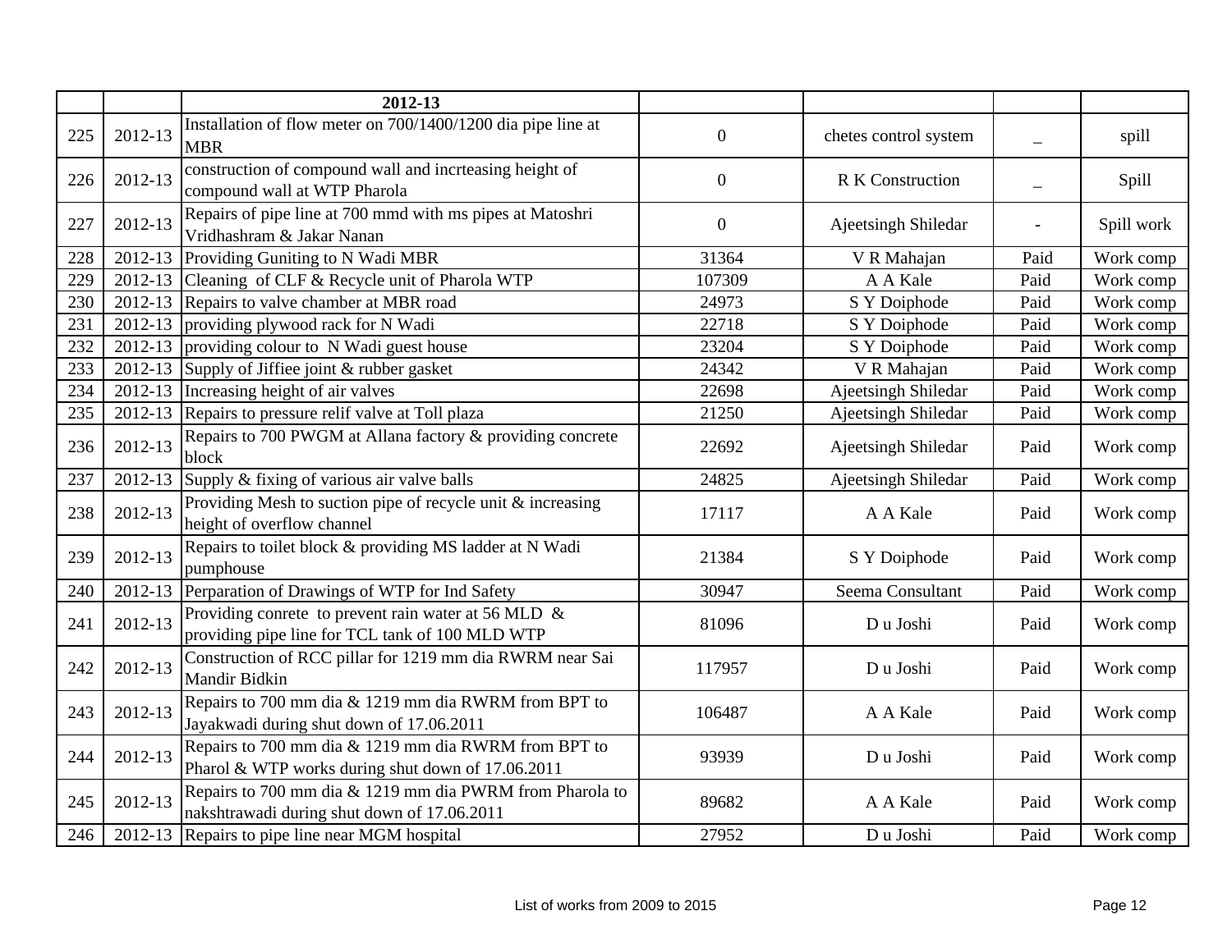| | | **2012-13** | | | | |
|---|---|---|---|---|---|---|
| 225 | 2012-13 | Installation of flow meter on 700/1400/1200 dia pipe line at MBR | 0 | chetes control system | _ | spill |
| 226 | 2012-13 | construction of compound wall and incrteasing height of compound wall at WTP Pharola | 0 | R K Construction | _ | Spill |
| 227 | 2012-13 | Repairs of pipe line at 700 mmd with ms pipes at Matoshri Vridhashram & Jakar Nanan | 0 | Ajeetsingh Shiledar | - | Spill work |
| 228 | 2012-13 | Providing Guniting to N Wadi MBR | 31364 | V R Mahajan | Paid | Work comp |
| 229 | 2012-13 | Cleaning of CLF & Recycle unit of Pharola WTP | 107309 | A A Kale | Paid | Work comp |
| 230 | 2012-13 | Repairs to valve chamber at MBR road | 24973 | S Y Doiphode | Paid | Work comp |
| 231 | 2012-13 | providing plywood rack for N Wadi | 22718 | S Y Doiphode | Paid | Work comp |
| 232 | 2012-13 | providing colour to N Wadi guest house | 23204 | S Y Doiphode | Paid | Work comp |
| 233 | 2012-13 | Supply of Jiffiee joint & rubber gasket | 24342 | V R Mahajan | Paid | Work comp |
| 234 | 2012-13 | Increasing height of air valves | 22698 | Ajeetsingh Shiledar | Paid | Work comp |
| 235 | 2012-13 | Repairs to pressure relif valve at Toll plaza | 21250 | Ajeetsingh Shiledar | Paid | Work comp |
| 236 | 2012-13 | Repairs to 700 PWGM at Allana factory & providing concrete block | 22692 | Ajeetsingh Shiledar | Paid | Work comp |
| 237 | 2012-13 | Supply & fixing of various air valve balls | 24825 | Ajeetsingh Shiledar | Paid | Work comp |
| 238 | 2012-13 | Providing Mesh to suction pipe of recycle unit & increasing height of overflow channel | 17117 | A A Kale | Paid | Work comp |
| 239 | 2012-13 | Repairs to toilet block & providing MS ladder at N Wadi pumphouse | 21384 | S Y Doiphode | Paid | Work comp |
| 240 | 2012-13 | Perparation of Drawings of WTP for Ind Safety | 30947 | Seema Consultant | Paid | Work comp |
| 241 | 2012-13 | Providing conrete to prevent rain water at 56 MLD & providing pipe line for TCL tank of 100 MLD WTP | 81096 | D u Joshi | Paid | Work comp |
| 242 | 2012-13 | Construction of RCC pillar for 1219 mm dia RWRM near Sai Mandir Bidkin | 117957 | D u Joshi | Paid | Work comp |
| 243 | 2012-13 | Repairs to 700 mm dia & 1219 mm dia RWRM from BPT to Jayakwadi during shut down of 17.06.2011 | 106487 | A A Kale | Paid | Work comp |
| 244 | 2012-13 | Repairs to 700 mm dia & 1219 mm dia RWRM from BPT to Pharol & WTP works during shut down of 17.06.2011 | 93939 | D u Joshi | Paid | Work comp |
| 245 | 2012-13 | Repairs to 700 mm dia & 1219 mm dia PWRM from Pharola to nakshtrawadi during shut down of 17.06.2011 | 89682 | A A Kale | Paid | Work comp |
| 246 | 2012-13 | Repairs to pipe line near MGM hospital | 27952 | D u Joshi | Paid | Work comp |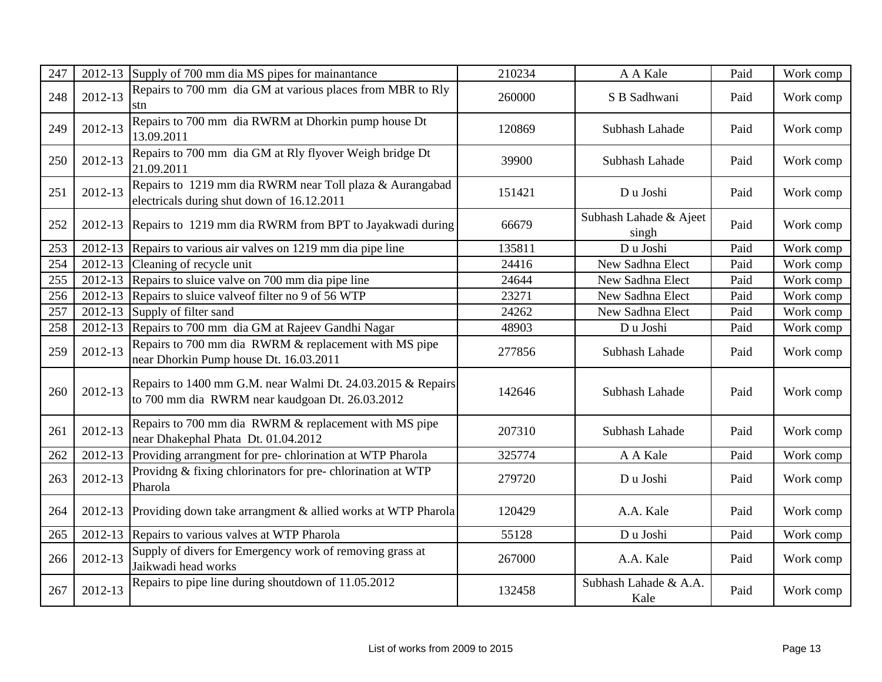| 247 | 2012-13 | Supply of 700 mm dia MS pipes for mainantance | 210234 | A A Kale | Paid | Work comp |
|---|---|---|---|---|---|---|
| 248 | 2012-13 | Repairs to 700 mm dia GM at various places from MBR to Rly stn | 260000 | S B Sadhwani | Paid | Work comp |
| 249 | 2012-13 | Repairs to 700 mm dia RWRM at Dhorkin pump house Dt 13.09.2011 | 120869 | Subhash Lahade | Paid | Work comp |
| 250 | 2012-13 | Repairs to 700 mm dia GM at Rly flyover Weigh bridge Dt 21.09.2011 | 39900 | Subhash Lahade | Paid | Work comp |
| 251 | 2012-13 | Repairs to 1219 mm dia RWRM near Toll plaza & Aurangabad electricals during shut down of 16.12.2011 | 151421 | D u Joshi | Paid | Work comp |
| 252 | 2012-13 | Repairs to 1219 mm dia RWRM from BPT to Jayakwadi during | 66679 | Subhash Lahade & Ajeet singh | Paid | Work comp |
| 253 | 2012-13 | Repairs to various air valves on 1219 mm dia pipe line | 135811 | D u Joshi | Paid | Work comp |
| 254 | 2012-13 | Cleaning of recycle unit | 24416 | New Sadhna Elect | Paid | Work comp |
| 255 | 2012-13 | Repairs to sluice valve on 700 mm dia pipe line | 24644 | New Sadhna Elect | Paid | Work comp |
| 256 | 2012-13 | Repairs to sluice valveof filter no 9 of 56 WTP | 23271 | New Sadhna Elect | Paid | Work comp |
| 257 | 2012-13 | Supply of filter sand | 24262 | New Sadhna Elect | Paid | Work comp |
| 258 | 2012-13 | Repairs to 700 mm dia GM at Rajeev Gandhi Nagar | 48903 | D u Joshi | Paid | Work comp |
| 259 | 2012-13 | Repairs to 700 mm dia RWRM & replacement with MS pipe near Dhorkin Pump house Dt. 16.03.2011 | 277856 | Subhash Lahade | Paid | Work comp |
| 260 | 2012-13 | Repairs to 1400 mm G.M. near Walmi Dt. 24.03.2015 & Repairs to 700 mm dia RWRM near kaudgoan Dt. 26.03.2012 | 142646 | Subhash Lahade | Paid | Work comp |
| 261 | 2012-13 | Repairs to 700 mm dia RWRM & replacement with MS pipe near Dhakephal Phata Dt. 01.04.2012 | 207310 | Subhash Lahade | Paid | Work comp |
| 262 | 2012-13 | Providing arrangment for pre- chlorination at WTP Pharola | 325774 | A A Kale | Paid | Work comp |
| 263 | 2012-13 | Providng & fixing chlorinators for pre- chlorination at WTP Pharola | 279720 | D u Joshi | Paid | Work comp |
| 264 | 2012-13 | Providing down take arrangment & allied works at WTP Pharola | 120429 | A.A. Kale | Paid | Work comp |
| 265 | 2012-13 | Repairs to various valves at WTP Pharola | 55128 | D u Joshi | Paid | Work comp |
| 266 | 2012-13 | Supply of divers for Emergency work of removing grass at Jaikwadi head works | 267000 | A.A. Kale | Paid | Work comp |
| 267 | 2012-13 | Repairs to pipe line during shoutdown of 11.05.2012 | 132458 | Subhash Lahade & A.A. Kale | Paid | Work comp |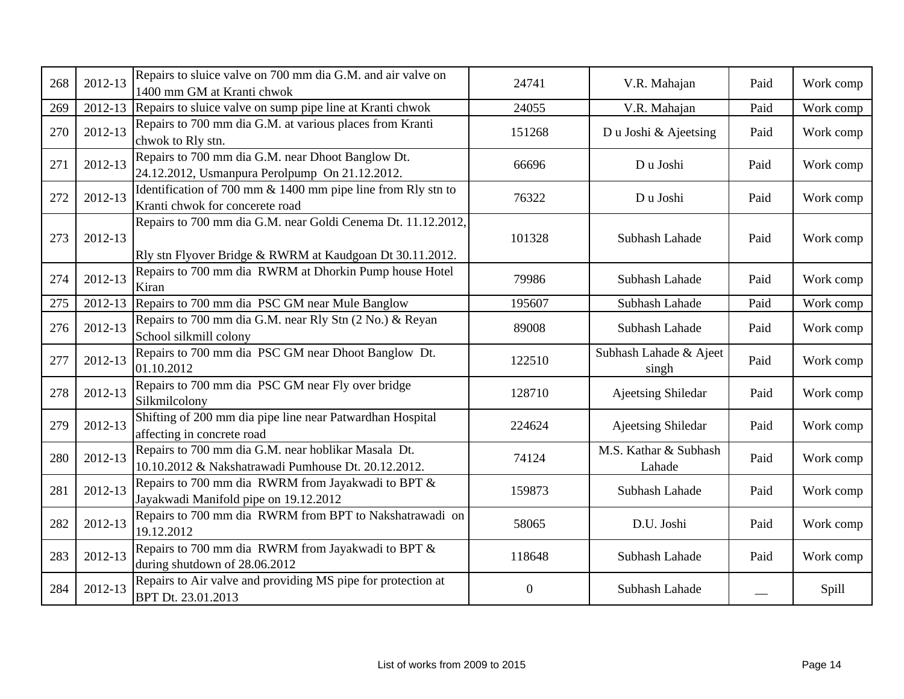| 268 | 2012-13 | Repairs to sluice valve on 700 mm dia G.M. and air valve on 1400 mm GM at Kranti chwok | 24741 | V.R. Mahajan | Paid | Work comp |
|---|---|---|---|---|---|---|
| 269 | 2012-13 | Repairs to sluice valve on sump pipe line at Kranti chwok | 24055 | V.R. Mahajan | Paid | Work comp |
| 270 | 2012-13 | Repairs to 700 mm dia G.M. at various places from Kranti chwok to Rly stn. | 151268 | D u Joshi & Ajeetsing | Paid | Work comp |
| 271 | 2012-13 | Repairs to 700 mm dia G.M. near Dhoot Banglow Dt. 24.12.2012, Usmanpura Perolpump On 21.12.2012. | 66696 | D u Joshi | Paid | Work comp |
| 272 | 2012-13 | Identification of 700 mm & 1400 mm pipe line from Rly stn to Kranti chwok for concerete road | 76322 | D u Joshi | Paid | Work comp |
| 273 | 2012-13 | Repairs to 700 mm dia G.M. near Goldi Cenema Dt. 11.12.2012, Rly stn Flyover Bridge & RWRM at Kaudgoan Dt 30.11.2012. | 101328 | Subhash Lahade | Paid | Work comp |
| 274 | 2012-13 | Repairs to 700 mm dia RWRM at Dhorkin Pump house Hotel Kiran | 79986 | Subhash Lahade | Paid | Work comp |
| 275 | 2012-13 | Repairs to 700 mm dia PSC GM near Mule Banglow | 195607 | Subhash Lahade | Paid | Work comp |
| 276 | 2012-13 | Repairs to 700 mm dia G.M. near Rly Stn (2 No.) & Reyan School silkmill colony | 89008 | Subhash Lahade | Paid | Work comp |
| 277 | 2012-13 | Repairs to 700 mm dia PSC GM near Dhoot Banglow Dt. 01.10.2012 | 122510 | Subhash Lahade & Ajeet singh | Paid | Work comp |
| 278 | 2012-13 | Repairs to 700 mm dia PSC GM near Fly over bridge Silkmilcolony | 128710 | Ajeetsing Shiledar | Paid | Work comp |
| 279 | 2012-13 | Shifting of 200 mm dia pipe line near Patwardhan Hospital affecting in concrete road | 224624 | Ajeetsing Shiledar | Paid | Work comp |
| 280 | 2012-13 | Repairs to 700 mm dia G.M. near hoblikar Masala Dt. 10.10.2012 & Nakshatrawadi Pumhouse Dt. 20.12.2012. | 74124 | M.S. Kathar & Subhash Lahade | Paid | Work comp |
| 281 | 2012-13 | Repairs to 700 mm dia RWRM from Jayakwadi to BPT & Jayakwadi Manifold pipe on 19.12.2012 | 159873 | Subhash Lahade | Paid | Work comp |
| 282 | 2012-13 | Repairs to 700 mm dia RWRM from BPT to Nakshatrawadi on 19.12.2012 | 58065 | D.U. Joshi | Paid | Work comp |
| 283 | 2012-13 | Repairs to 700 mm dia RWRM from Jayakwadi to BPT & during shutdown of 28.06.2012 | 118648 | Subhash Lahade | Paid | Work comp |
| 284 | 2012-13 | Repairs to Air valve and providing MS pipe for protection at BPT Dt. 23.01.2013 | 0 | Subhash Lahade | __ | Spill |

List of works from 2009 to 2015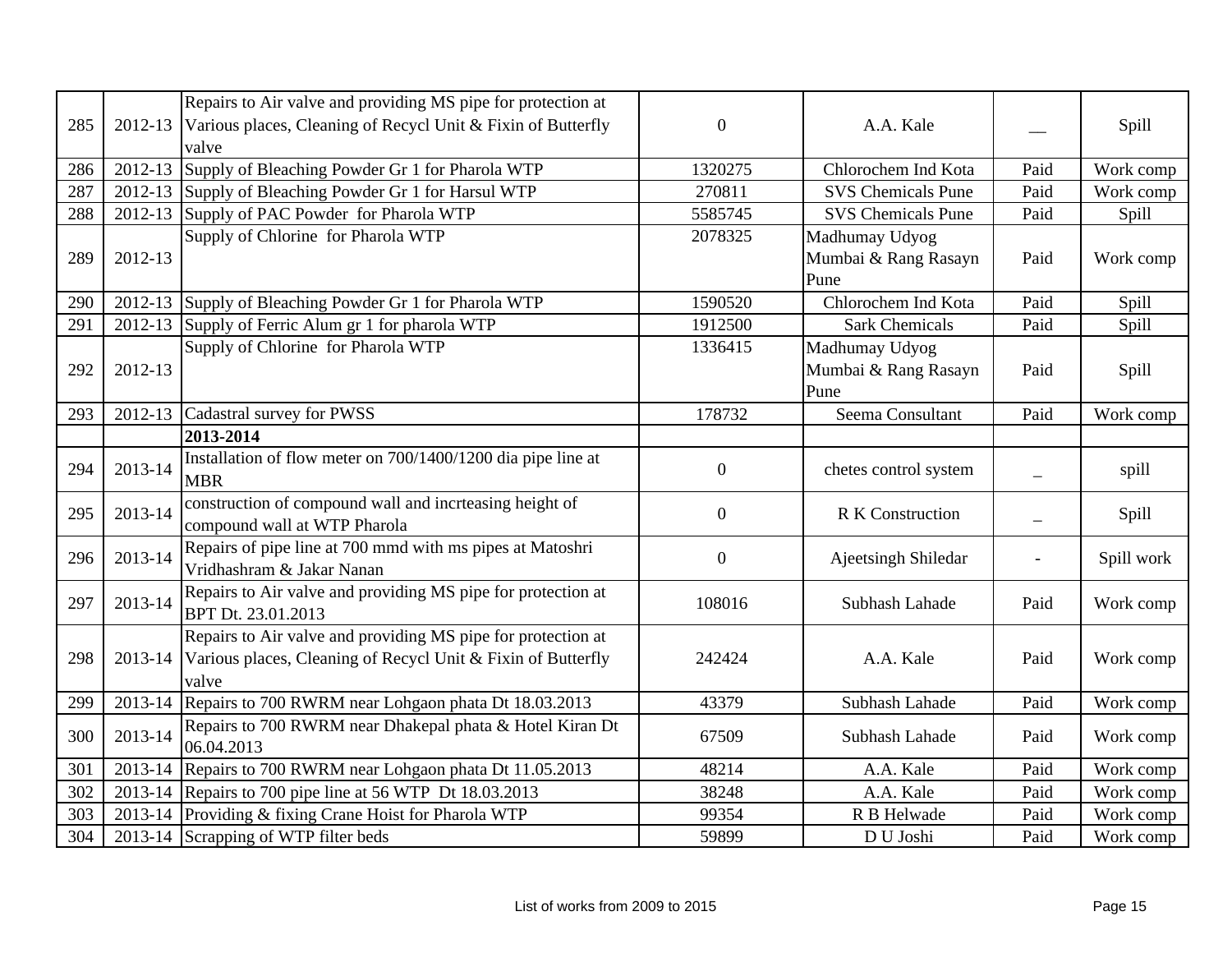| | | | | | | |
|---|---|---|---|---|---|---|
| 285 | 2012-13 | Repairs to Air valve and providing MS pipe for protection at Various places, Cleaning of Recycl Unit & Fixin of Butterfly valve | 0 | A.A. Kale | __ | Spill |
| 286 | 2012-13 | Supply of Bleaching Powder Gr 1 for Pharola WTP | 1320275 | Chlorochem Ind Kota | Paid | Work comp |
| 287 | 2012-13 | Supply of Bleaching Powder Gr 1 for Harsul WTP | 270811 | SVS Chemicals Pune | Paid | Work comp |
| 288 | 2012-13 | Supply of PAC Powder for Pharola WTP | 5585745 | SVS Chemicals Pune | Paid | Spill |
| 289 | 2012-13 | Supply of Chlorine for Pharola WTP | 2078325 | Madhumay Udyog Mumbai & Rang Rasayn Pune | Paid | Work comp |
| 290 | 2012-13 | Supply of Bleaching Powder Gr 1 for Pharola WTP | 1590520 | Chlorochem Ind Kota | Paid | Spill |
| 291 | 2012-13 | Supply of Ferric Alum gr 1 for pharola WTP | 1912500 | Sark Chemicals | Paid | Spill |
| 292 | 2012-13 | Supply of Chlorine for Pharola WTP | 1336415 | Madhumay Udyog Mumbai & Rang Rasayn Pune | Paid | Spill |
| 293 | 2012-13 | Cadastral survey for PWSS | 178732 | Seema Consultant | Paid | Work comp |
| | | **2013-2014** | | | | |
| 294 | 2013-14 | Installation of flow meter on 700/1400/1200 dia pipe line at MBR | 0 | chetes control system | _ | spill |
| 295 | 2013-14 | construction of compound wall and incrteasing height of compound wall at WTP Pharola | 0 | R K Construction | _ | Spill |
| 296 | 2013-14 | Repairs of pipe line at 700 mmd with ms pipes at Matoshri Vridhashram & Jakar Nanan | 0 | Ajeetsingh Shiledar | - | Spill work |
| 297 | 2013-14 | Repairs to Air valve and providing MS pipe for protection at BPT Dt. 23.01.2013 | 108016 | Subhash Lahade | Paid | Work comp |
| 298 | 2013-14 | Repairs to Air valve and providing MS pipe for protection at Various places, Cleaning of Recycl Unit & Fixin of Butterfly valve | 242424 | A.A. Kale | Paid | Work comp |
| 299 | 2013-14 | Repairs to 700 RWRM near Lohgaon phata Dt 18.03.2013 | 43379 | Subhash Lahade | Paid | Work comp |
| 300 | 2013-14 | Repairs to 700 RWRM near Dhakepal phata & Hotel Kiran Dt 06.04.2013 | 67509 | Subhash Lahade | Paid | Work comp |
| 301 | 2013-14 | Repairs to 700 RWRM near Lohgaon phata Dt 11.05.2013 | 48214 | A.A. Kale | Paid | Work comp |
| 302 | 2013-14 | Repairs to 700 pipe line at 56 WTP Dt 18.03.2013 | 38248 | A.A. Kale | Paid | Work comp |
| 303 | 2013-14 | Providing & fixing Crane Hoist for Pharola WTP | 99354 | R B Helwade | Paid | Work comp |
| 304 | 2013-14 | Scrapping of WTP filter beds | 59899 | D U Joshi | Paid | Work comp |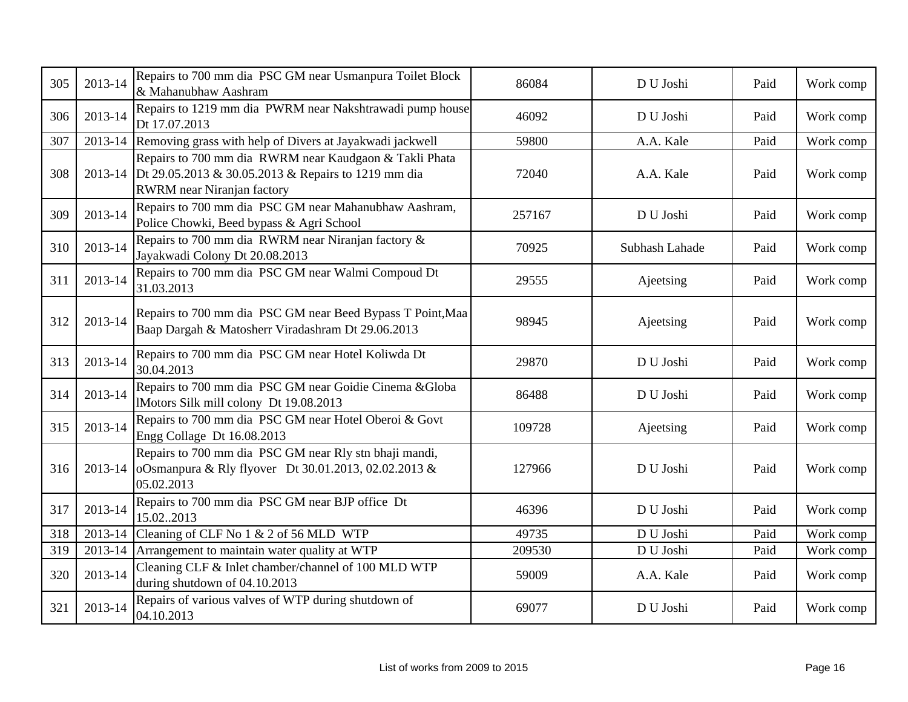| 305 | 2013-14 | Repairs to 700 mm dia PSC GM near Usmanpura Toilet Block & Mahanubhaw Aashram | 86084 | D U Joshi | Paid | Work comp |
|---|---|---|---|---|---|---|
| 306 | 2013-14 | Repairs to 1219 mm dia PWRM near Nakshtrawadi pump house Dt 17.07.2013 | 46092 | D U Joshi | Paid | Work comp |
| 307 | 2013-14 | Removing grass with help of Divers at Jayakwadi jackwell | 59800 | A.A. Kale | Paid | Work comp |
| 308 | 2013-14 | Repairs to 700 mm dia RWRM near Kaudgaon & Takli Phata Dt 29.05.2013 & 30.05.2013 & Repairs to 1219 mm dia RWRM near Niranjan factory | 72040 | A.A. Kale | Paid | Work comp |
| 309 | 2013-14 | Repairs to 700 mm dia PSC GM near Mahanubhaw Aashram, Police Chowki, Beed bypass & Agri School | 257167 | D U Joshi | Paid | Work comp |
| 310 | 2013-14 | Repairs to 700 mm dia RWRM near Niranjan factory & Jayakwadi Colony Dt 20.08.2013 | 70925 | Subhash Lahade | Paid | Work comp |
| 311 | 2013-14 | Repairs to 700 mm dia PSC GM near Walmi Compoud Dt 31.03.2013 | 29555 | Ajeetsing | Paid | Work comp |
| 312 | 2013-14 | Repairs to 700 mm dia PSC GM near Beed Bypass T Point,Maa Baap Dargah & Matosherr Viradashram Dt 29.06.2013 | 98945 | Ajeetsing | Paid | Work comp |
| 313 | 2013-14 | Repairs to 700 mm dia PSC GM near Hotel Koliwda Dt 30.04.2013 | 29870 | D U Joshi | Paid | Work comp |
| 314 | 2013-14 | Repairs to 700 mm dia PSC GM near Goidie Cinema &Globa lMotors Silk mill colony Dt 19.08.2013 | 86488 | D U Joshi | Paid | Work comp |
| 315 | 2013-14 | Repairs to 700 mm dia PSC GM near Hotel Oberoi & Govt Engg Collage Dt 16.08.2013 | 109728 | Ajeetsing | Paid | Work comp |
| 316 | 2013-14 | Repairs to 700 mm dia PSC GM near Rly stn bhaji mandi, oOsmanpura & Rly flyover Dt 30.01.2013, 02.02.2013 & 05.02.2013 | 127966 | D U Joshi | Paid | Work comp |
| 317 | 2013-14 | Repairs to 700 mm dia PSC GM near BJP office Dt 15.02..2013 | 46396 | D U Joshi | Paid | Work comp |
| 318 | 2013-14 | Cleaning of CLF No 1 & 2 of 56 MLD WTP | 49735 | D U Joshi | Paid | Work comp |
| 319 | 2013-14 | Arrangement to maintain water quality at WTP | 209530 | D U Joshi | Paid | Work comp |
| 320 | 2013-14 | Cleaning CLF & Inlet chamber/channel of 100 MLD WTP during shutdown of 04.10.2013 | 59009 | A.A. Kale | Paid | Work comp |
| 321 | 2013-14 | Repairs of various valves of WTP during shutdown of 04.10.2013 | 69077 | D U Joshi | Paid | Work comp |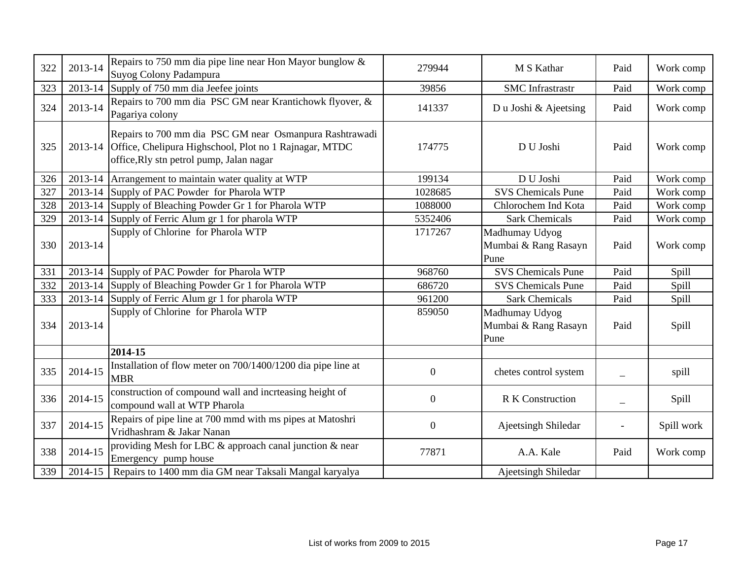| | | | | | | |
|---|---|---|---|---|---|---|
| 322 | 2013-14 | Repairs to 750 mm dia pipe line near Hon Mayor bunglow & Suyog Colony Padampura | 279944 | M S Kathar | Paid | Work comp |
| 323 | 2013-14 | Supply of 750 mm dia Jeefee joints | 39856 | SMC Infrastrastr | Paid | Work comp |
| 324 | 2013-14 | Repairs to 700 mm dia PSC GM near Krantichowk flyover, & Pagariya colony | 141337 | D u Joshi & Ajeetsing | Paid | Work comp |
| 325 | 2013-14 | Repairs to 700 mm dia PSC GM near Osmanpura Rashtrawadi Office, Chelipura Highschool, Plot no 1 Rajnagar, MTDC office,Rly stn petrol pump, Jalan nagar | 174775 | D U Joshi | Paid | Work comp |
| 326 | 2013-14 | Arrangement to maintain water quality at WTP | 199134 | D U Joshi | Paid | Work comp |
| 327 | 2013-14 | Supply of PAC Powder for Pharola WTP | 1028685 | SVS Chemicals Pune | Paid | Work comp |
| 328 | 2013-14 | Supply of Bleaching Powder Gr 1 for Pharola WTP | 1088000 | Chlorochem Ind Kota | Paid | Work comp |
| 329 | 2013-14 | Supply of Ferric Alum gr 1 for pharola WTP | 5352406 | Sark Chemicals | Paid | Work comp |
| 330 | 2013-14 | Supply of Chlorine for Pharola WTP | 1717267 | Madhumay Udyog Mumbai & Rang Rasayn Pune | Paid | Work comp |
| 331 | 2013-14 | Supply of PAC Powder for Pharola WTP | 968760 | SVS Chemicals Pune | Paid | Spill |
| 332 | 2013-14 | Supply of Bleaching Powder Gr 1 for Pharola WTP | 686720 | SVS Chemicals Pune | Paid | Spill |
| 333 | 2013-14 | Supply of Ferric Alum gr 1 for pharola WTP | 961200 | Sark Chemicals | Paid | Spill |
| 334 | 2013-14 | Supply of Chlorine for Pharola WTP | 859050 | Madhumay Udyog Mumbai & Rang Rasayn Pune | Paid | Spill |
| | | **2014-15** | | | | |
| 335 | 2014-15 | Installation of flow meter on 700/1400/1200 dia pipe line at MBR | 0 | chetes control system | _ | spill |
| 336 | 2014-15 | construction of compound wall and incrteasing height of compound wall at WTP Pharola | 0 | R K Construction | _ | Spill |
| 337 | 2014-15 | Repairs of pipe line at 700 mmd with ms pipes at Matoshri Vridhashram & Jakar Nanan | 0 | Ajeetsingh Shiledar | - | Spill work |
| 338 | 2014-15 | providing Mesh for LBC & approach canal junction & near Emergency pump house | 77871 | A.A. Kale | Paid | Work comp |
| 339 | 2014-15 | Repairs to 1400 mm dia GM near Taksali Mangal karyalya | | Ajeetsingh Shiledar | | |

List of works from 2009 to 2015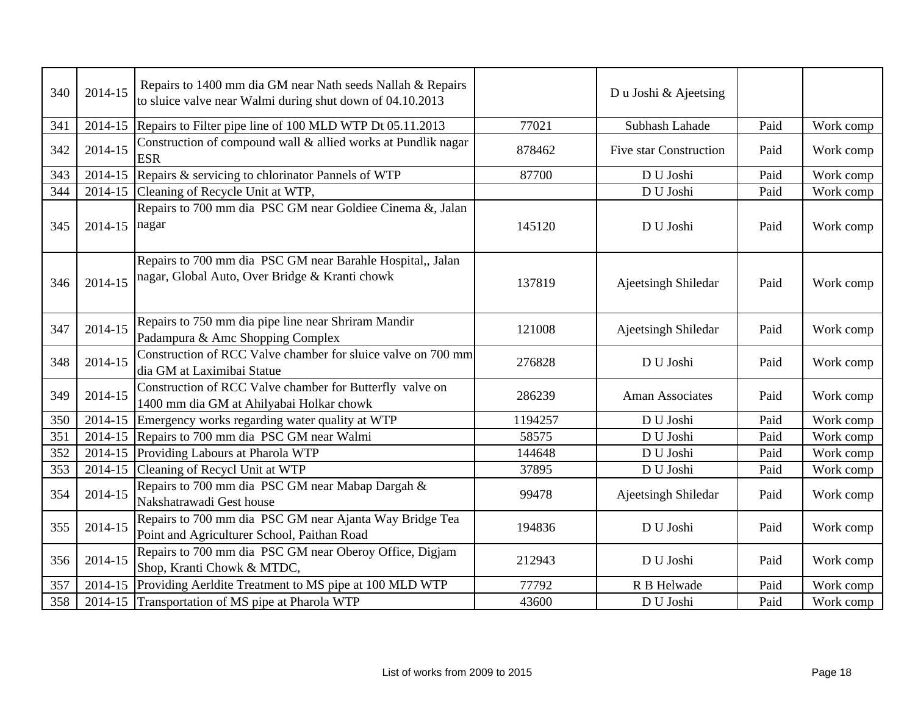| 340 | 2014-15 | Repairs to 1400 mm dia GM near Nath seeds Nallah & Repairs to sluice valve near Walmi during shut down of 04.10.2013 | | D u Joshi & Ajeetsing | | |
|---|---|---|---|---|---|---|
| 341 | 2014-15 | Repairs to Filter pipe line of 100 MLD WTP Dt 05.11.2013 | 77021 | Subhash Lahade | Paid | Work comp |
| 342 | 2014-15 | Construction of compound wall & allied works at Pundlik nagar ESR | 878462 | Five star Construction | Paid | Work comp |
| 343 | 2014-15 | Repairs & servicing to chlorinator Pannels of WTP | 87700 | D U Joshi | Paid | Work comp |
| 344 | 2014-15 | Cleaning of Recycle Unit at WTP, | | D U Joshi | Paid | Work comp |
| 345 | 2014-15 | Repairs to 700 mm dia PSC GM near Goldiee Cinema &, Jalan nagar | 145120 | D U Joshi | Paid | Work comp |
| 346 | 2014-15 | Repairs to 700 mm dia PSC GM near Barahle Hospital,, Jalan nagar, Global Auto, Over Bridge & Kranti chowk | 137819 | Ajeetsingh Shiledar | Paid | Work comp |
| 347 | 2014-15 | Repairs to 750 mm dia pipe line near Shriram Mandir Padampura & Amc Shopping Complex | 121008 | Ajeetsingh Shiledar | Paid | Work comp |
| 348 | 2014-15 | Construction of RCC Valve chamber for sluice valve on 700 mm dia GM at Laximibai Statue | 276828 | D U Joshi | Paid | Work comp |
| 349 | 2014-15 | Construction of RCC Valve chamber for Butterfly valve on 1400 mm dia GM at Ahilyabai Holkar chowk | 286239 | Aman Associates | Paid | Work comp |
| 350 | 2014-15 | Emergency works regarding water quality at WTP | 1194257 | D U Joshi | Paid | Work comp |
| 351 | 2014-15 | Repairs to 700 mm dia PSC GM near Walmi | 58575 | D U Joshi | Paid | Work comp |
| 352 | 2014-15 | Providing Labours at Pharola WTP | 144648 | D U Joshi | Paid | Work comp |
| 353 | 2014-15 | Cleaning of Recycl Unit at WTP | 37895 | D U Joshi | Paid | Work comp |
| 354 | 2014-15 | Repairs to 700 mm dia PSC GM near Mabap Dargah & Nakshatrawadi Gest house | 99478 | Ajeetsingh Shiledar | Paid | Work comp |
| 355 | 2014-15 | Repairs to 700 mm dia PSC GM near Ajanta Way Bridge Tea Point and Agriculturer School, Paithan Road | 194836 | D U Joshi | Paid | Work comp |
| 356 | 2014-15 | Repairs to 700 mm dia PSC GM near Oberoy Office, Digjam Shop, Kranti Chowk & MTDC, | 212943 | D U Joshi | Paid | Work comp |
| 357 | 2014-15 | Providing Aerldite Treatment to MS pipe at 100 MLD WTP | 77792 | R B Helwade | Paid | Work comp |
| 358 | 2014-15 | Transportation of MS pipe at Pharola WTP | 43600 | D U Joshi | Paid | Work comp |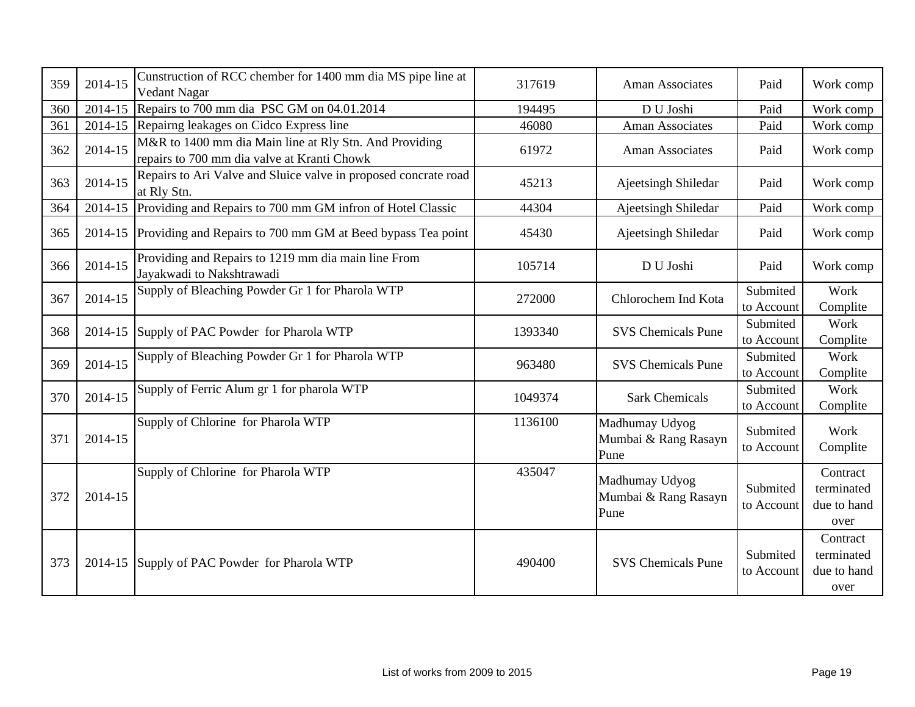| | | | | | | |
|---|---|---|---|---|---|---|
| 359 | 2014-15 | Cunstruction of RCC chember for 1400 mm dia MS pipe line at Vedant Nagar | 317619 | Aman Associates | Paid | Work comp |
| 360 | 2014-15 | Repairs to 700 mm dia PSC GM on 04.01.2014 | 194495 | D U Joshi | Paid | Work comp |
| 361 | 2014-15 | Repairng leakages on Cidco Express line | 46080 | Aman Associates | Paid | Work comp |
| 362 | 2014-15 | M&R to 1400 mm dia Main line at Rly Stn. And Providing repairs to 700 mm dia valve at Kranti Chowk | 61972 | Aman Associates | Paid | Work comp |
| 363 | 2014-15 | Repairs to Ari Valve and Sluice valve in proposed concrate road at Rly Stn. | 45213 | Ajeetsingh Shiledar | Paid | Work comp |
| 364 | 2014-15 | Providing and Repairs to 700 mm GM infron of Hotel Classic | 44304 | Ajeetsingh Shiledar | Paid | Work comp |
| 365 | 2014-15 | Providing and Repairs to 700 mm GM at Beed bypass Tea point | 45430 | Ajeetsingh Shiledar | Paid | Work comp |
| 366 | 2014-15 | Providing and Repairs to 1219 mm dia main line From Jayakwadi to Nakshtrawadi | 105714 | D U Joshi | Paid | Work comp |
| 367 | 2014-15 | Supply of Bleaching Powder Gr 1 for Pharola WTP | 272000 | Chlorochem Ind Kota | Submited to Account | Work Complite |
| 368 | 2014-15 | Supply of PAC Powder for Pharola WTP | 1393340 | SVS Chemicals Pune | Submited to Account | Work Complite |
| 369 | 2014-15 | Supply of Bleaching Powder Gr 1 for Pharola WTP | 963480 | SVS Chemicals Pune | Submited to Account | Work Complite |
| 370 | 2014-15 | Supply of Ferric Alum gr 1 for pharola WTP | 1049374 | Sark Chemicals | Submited to Account | Work Complite |
| 371 | 2014-15 | Supply of Chlorine for Pharola WTP | 1136100 | Madhumay Udyog Mumbai & Rang Rasayn Pune | Submited to Account | Work Complite |
| 372 | 2014-15 | Supply of Chlorine for Pharola WTP | 435047 | Madhumay Udyog Mumbai & Rang Rasayn Pune | Submited to Account | Contract terminated due to hand over |
| 373 | 2014-15 | Supply of PAC Powder for Pharola WTP | 490400 | SVS Chemicals Pune | Submited to Account | Contract terminated due to hand over |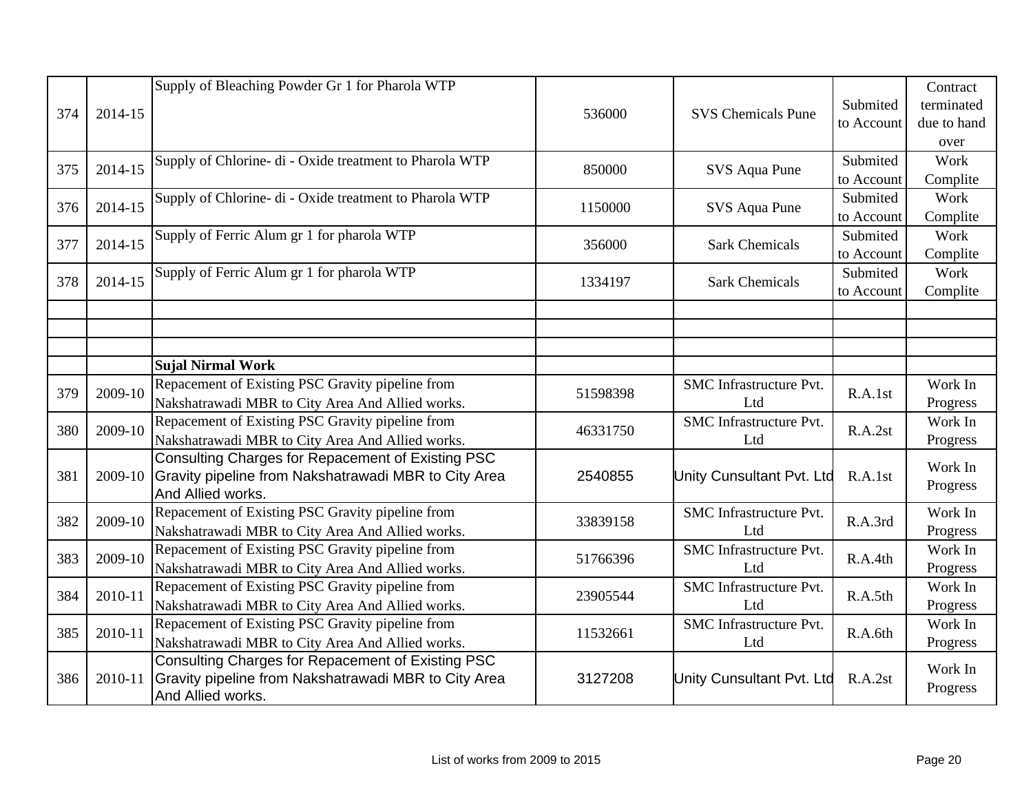| 374 | 2014-15 | Supply of Bleaching Powder Gr 1 for Pharola WTP | 536000 | SVS Chemicals Pune | Submited to Account | Contract terminated due to hand over |
|---|---|---|---|---|---|---|
| 375 | 2014-15 | Supply of Chlorine- di - Oxide treatment to Pharola WTP | 850000 | SVS Aqua Pune | Submited to Account | Work Complite |
| 376 | 2014-15 | Supply of Chlorine- di - Oxide treatment to Pharola WTP | 1150000 | SVS Aqua Pune | Submited to Account | Work Complite |
| 377 | 2014-15 | Supply of Ferric Alum gr 1 for pharola WTP | 356000 | Sark Chemicals | Submited to Account | Work Complite |
| 378 | 2014-15 | Supply of Ferric Alum gr 1 for pharola WTP | 1334197 | Sark Chemicals | Submited to Account | Work Complite |
| | | | | | | |
| | | | | | | |
| | | | | | | |
| | | **Sujal Nirmal Work** | | | | |
| 379 | 2009-10 | Repacement of Existing PSC Gravity pipeline from Nakshatrawadi MBR to City Area And Allied works. | 51598398 | SMC Infrastructure Pvt. Ltd | R.A.1st | Work In Progress |
| 380 | 2009-10 | Repacement of Existing PSC Gravity pipeline from Nakshatrawadi MBR to City Area And Allied works. | 46331750 | SMC Infrastructure Pvt. Ltd | R.A.2st | Work In Progress |
| 381 | 2009-10 | Consulting Charges for Repacement of Existing PSC Gravity pipeline from Nakshatrawadi MBR to City Area And Allied works. | 2540855 | Unity Cunsultant Pvt. Ltd | R.A.1st | Work In Progress |
| 382 | 2009-10 | Repacement of Existing PSC Gravity pipeline from Nakshatrawadi MBR to City Area And Allied works. | 33839158 | SMC Infrastructure Pvt. Ltd | R.A.3rd | Work In Progress |
| 383 | 2009-10 | Repacement of Existing PSC Gravity pipeline from Nakshatrawadi MBR to City Area And Allied works. | 51766396 | SMC Infrastructure Pvt. Ltd | R.A.4th | Work In Progress |
| 384 | 2010-11 | Repacement of Existing PSC Gravity pipeline from Nakshatrawadi MBR to City Area And Allied works. | 23905544 | SMC Infrastructure Pvt. Ltd | R.A.5th | Work In Progress |
| 385 | 2010-11 | Repacement of Existing PSC Gravity pipeline from Nakshatrawadi MBR to City Area And Allied works. | 11532661 | SMC Infrastructure Pvt. Ltd | R.A.6th | Work In Progress |
| 386 | 2010-11 | Consulting Charges for Repacement of Existing PSC Gravity pipeline from Nakshatrawadi MBR to City Area And Allied works. | 3127208 | Unity Cunsultant Pvt. Ltd | R.A.2st | Work In Progress |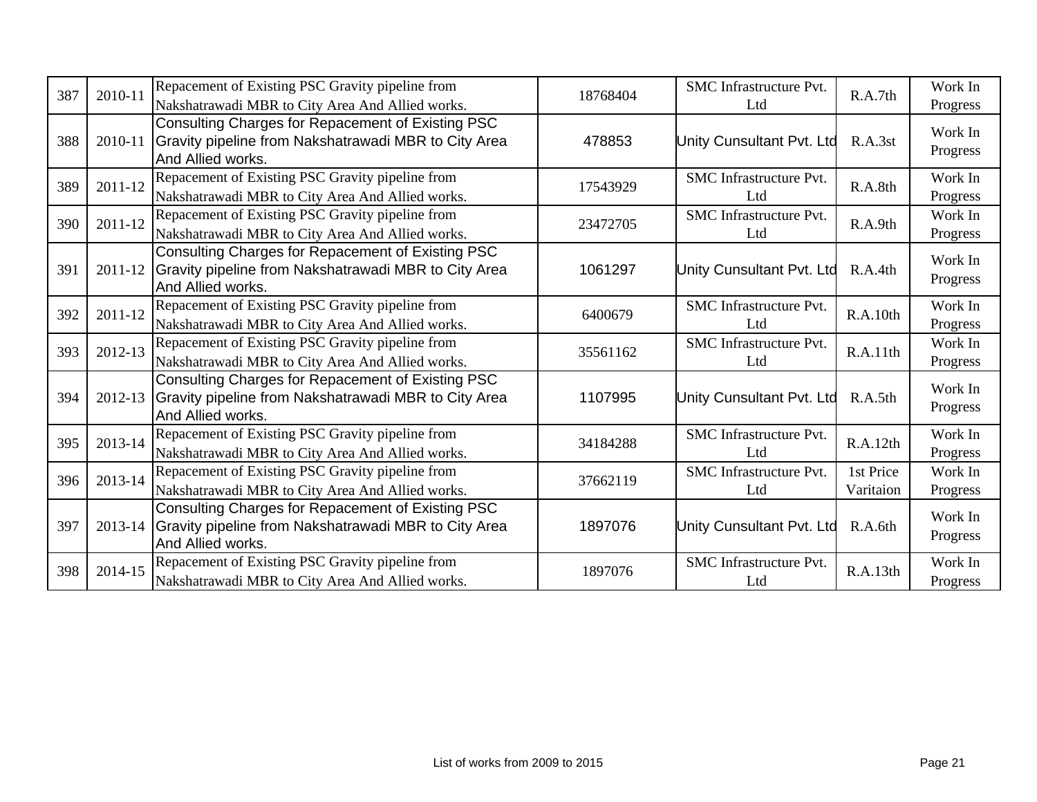| | | | | | | |
|---|---|---|---|---|---|---|
| 387 | 2010-11 | Repacement of Existing PSC Gravity pipeline from Nakshatrawadi MBR to City Area And Allied works. | 18768404 | SMC Infrastructure Pvt. Ltd | R.A.7th | Work In Progress |
| 388 | 2010-11 | Consulting Charges for Repacement of Existing PSC Gravity pipeline from Nakshatrawadi MBR to City Area And Allied works. | 478853 | Unity Cunsultant Pvt. Ltd | R.A.3st | Work In Progress |
| 389 | 2011-12 | Repacement of Existing PSC Gravity pipeline from Nakshatrawadi MBR to City Area And Allied works. | 17543929 | SMC Infrastructure Pvt. Ltd | R.A.8th | Work In Progress |
| 390 | 2011-12 | Repacement of Existing PSC Gravity pipeline from Nakshatrawadi MBR to City Area And Allied works. | 23472705 | SMC Infrastructure Pvt. Ltd | R.A.9th | Work In Progress |
| 391 | 2011-12 | Consulting Charges for Repacement of Existing PSC Gravity pipeline from Nakshatrawadi MBR to City Area And Allied works. | 1061297 | Unity Cunsultant Pvt. Ltd | R.A.4th | Work In Progress |
| 392 | 2011-12 | Repacement of Existing PSC Gravity pipeline from Nakshatrawadi MBR to City Area And Allied works. | 6400679 | SMC Infrastructure Pvt. Ltd | R.A.10th | Work In Progress |
| 393 | 2012-13 | Repacement of Existing PSC Gravity pipeline from Nakshatrawadi MBR to City Area And Allied works. | 35561162 | SMC Infrastructure Pvt. Ltd | R.A.11th | Work In Progress |
| 394 | 2012-13 | Consulting Charges for Repacement of Existing PSC Gravity pipeline from Nakshatrawadi MBR to City Area And Allied works. | 1107995 | Unity Cunsultant Pvt. Ltd | R.A.5th | Work In Progress |
| 395 | 2013-14 | Repacement of Existing PSC Gravity pipeline from Nakshatrawadi MBR to City Area And Allied works. | 34184288 | SMC Infrastructure Pvt. Ltd | R.A.12th | Work In Progress |
| 396 | 2013-14 | Repacement of Existing PSC Gravity pipeline from Nakshatrawadi MBR to City Area And Allied works. | 37662119 | SMC Infrastructure Pvt. Ltd | 1st Price Varitaion | Work In Progress |
| 397 | 2013-14 | Consulting Charges for Repacement of Existing PSC Gravity pipeline from Nakshatrawadi MBR to City Area And Allied works. | 1897076 | Unity Cunsultant Pvt. Ltd | R.A.6th | Work In Progress |
| 398 | 2014-15 | Repacement of Existing PSC Gravity pipeline from Nakshatrawadi MBR to City Area And Allied works. | 1897076 | SMC Infrastructure Pvt. Ltd | R.A.13th | Work In Progress |